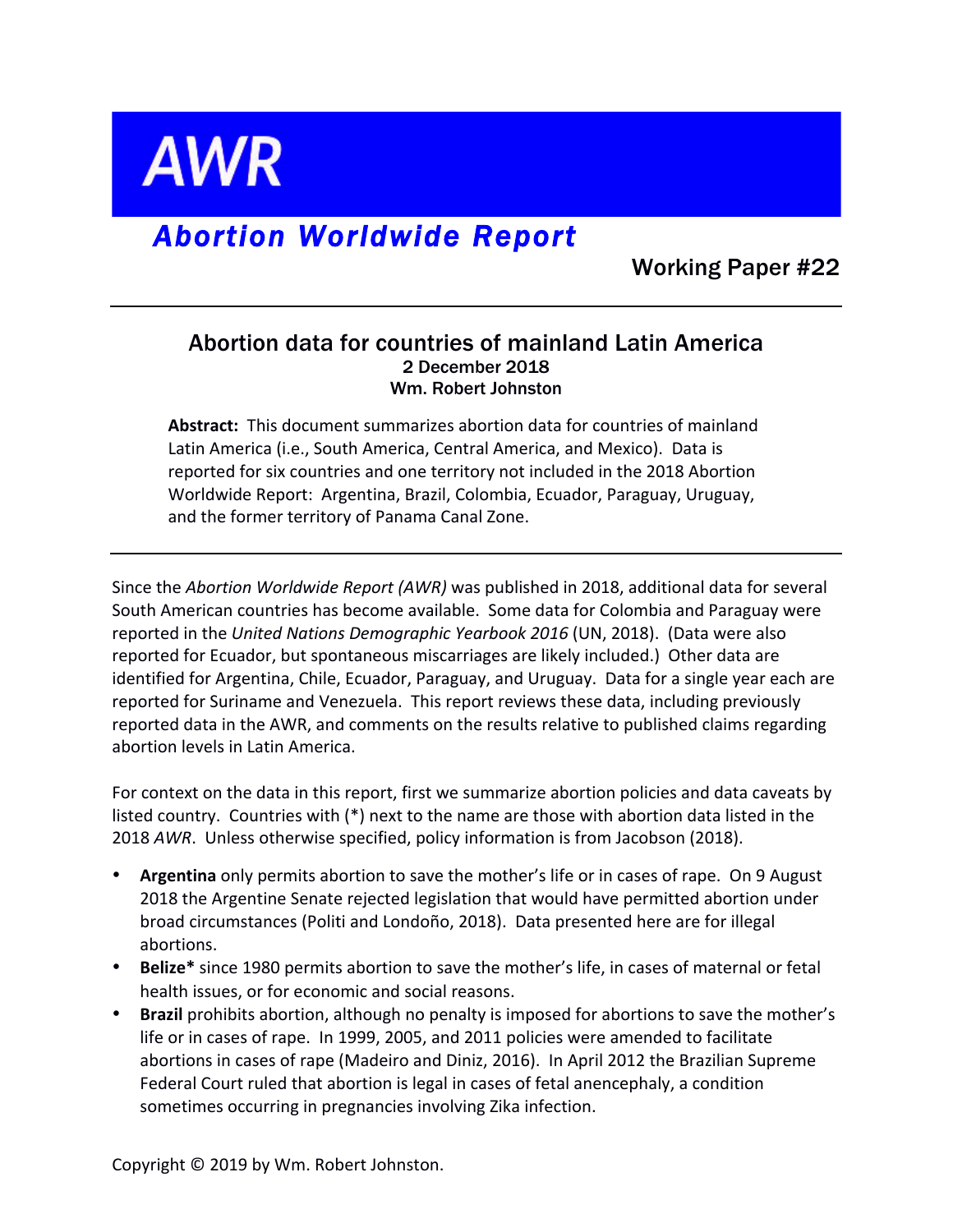# AWR

## *Abortion Worldwide Report*

**Working Paper #22**

---

### Abortion data for countries of mainland Latin America

**2 December 2018**

**Wm. Robert Johnston**

**Abstract:** This document summarizes abortion data for countries of mainland Latin America (i.e., South America, Central America, and Mexico). Data is reported for six countries and one territory not included in the 2018 Abortion Worldwide Report: Argentina, Brazil, Colombia, Ecuador, Paraguay, Uruguay, and the former territory of Panama Canal Zone.

---

Since the *Abortion Worldwide Report (AWR)* was published in 2018, additional data for several South American countries has become available. Some data for Colombia and Paraguay were reported in the *United Nations Demographic Yearbook 2016* (UN, 2018). (Data were also reported for Ecuador, but spontaneous miscarriages are likely included.) Other data are identified for Argentina, Chile, Ecuador, Paraguay, and Uruguay. Data for a single year each are reported for Suriname and Venezuela. This report reviews these data, including previously reported data in the AWR, and comments on the results relative to published claims regarding abortion levels in Latin America.

For context on the data in this report, first we summarize abortion policies and data caveats by listed country. Countries with (*) next to the name are those with abortion data listed in the 2018 *AWR*. Unless otherwise specified, policy information is from Jacobson (2018).

- **Argentina** only permits abortion to save the mother's life or in cases of rape. On 9 August 2018 the Argentine Senate rejected legislation that would have permitted abortion under broad circumstances (Politi and Londoño, 2018). Data presented here are for illegal abortions.
- **Belize*** since 1980 permits abortion to save the mother's life, in cases of maternal or fetal health issues, or for economic and social reasons.
- **Brazil** prohibits abortion, although no penalty is imposed for abortions to save the mother's life or in cases of rape. In 1999, 2005, and 2011 policies were amended to facilitate abortions in cases of rape (Madeiro and Diniz, 2016). In April 2012 the Brazilian Supreme Federal Court ruled that abortion is legal in cases of fetal anencephaly, a condition sometimes occurring in pregnancies involving Zika infection.

Copyright © 2019 by Wm. Robert Johnston.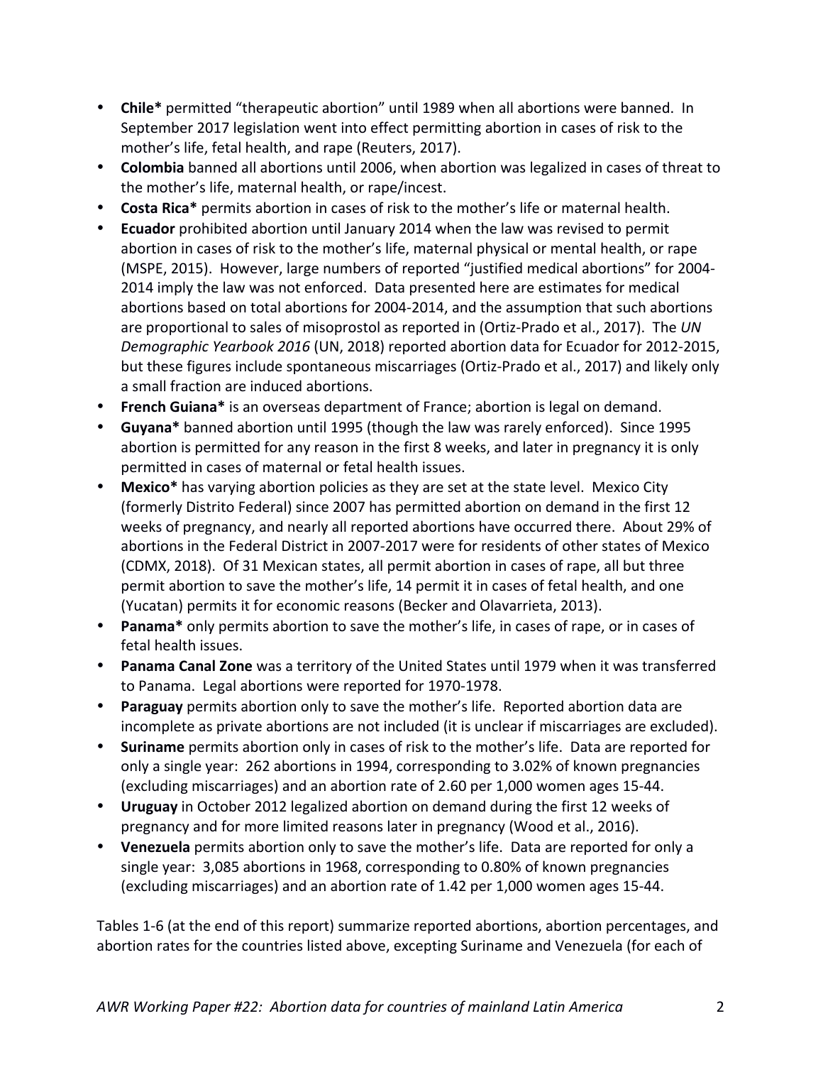- **Chile*** permitted "therapeutic abortion" until 1989 when all abortions were banned. In September 2017 legislation went into effect permitting abortion in cases of risk to the mother's life, fetal health, and rape (Reuters, 2017).
- **Colombia** banned all abortions until 2006, when abortion was legalized in cases of threat to the mother's life, maternal health, or rape/incest.
- **Costa Rica*** permits abortion in cases of risk to the mother's life or maternal health.
- **Ecuador** prohibited abortion until January 2014 when the law was revised to permit abortion in cases of risk to the mother's life, maternal physical or mental health, or rape (MSPE, 2015). However, large numbers of reported "justified medical abortions" for 2004-2014 imply the law was not enforced. Data presented here are estimates for medical abortions based on total abortions for 2004-2014, and the assumption that such abortions are proportional to sales of misoprostol as reported in (Ortiz-Prado et al., 2017). The *UN Demographic Yearbook 2016* (UN, 2018) reported abortion data for Ecuador for 2012-2015, but these figures include spontaneous miscarriages (Ortiz-Prado et al., 2017) and likely only a small fraction are induced abortions.
- **French Guiana*** is an overseas department of France; abortion is legal on demand.
- **Guyana*** banned abortion until 1995 (though the law was rarely enforced). Since 1995 abortion is permitted for any reason in the first 8 weeks, and later in pregnancy it is only permitted in cases of maternal or fetal health issues.
- **Mexico*** has varying abortion policies as they are set at the state level. Mexico City (formerly Distrito Federal) since 2007 has permitted abortion on demand in the first 12 weeks of pregnancy, and nearly all reported abortions have occurred there. About 29% of abortions in the Federal District in 2007-2017 were for residents of other states of Mexico (CDMX, 2018). Of 31 Mexican states, all permit abortion in cases of rape, all but three permit abortion to save the mother's life, 14 permit it in cases of fetal health, and one (Yucatan) permits it for economic reasons (Becker and Olavarrieta, 2013).
- **Panama*** only permits abortion to save the mother's life, in cases of rape, or in cases of fetal health issues.
- **Panama Canal Zone** was a territory of the United States until 1979 when it was transferred to Panama. Legal abortions were reported for 1970-1978.
- **Paraguay** permits abortion only to save the mother's life. Reported abortion data are incomplete as private abortions are not included (it is unclear if miscarriages are excluded).
- **Suriname** permits abortion only in cases of risk to the mother's life. Data are reported for only a single year: 262 abortions in 1994, corresponding to 3.02% of known pregnancies (excluding miscarriages) and an abortion rate of 2.60 per 1,000 women ages 15-44.
- **Uruguay** in October 2012 legalized abortion on demand during the first 12 weeks of pregnancy and for more limited reasons later in pregnancy (Wood et al., 2016).
- **Venezuela** permits abortion only to save the mother's life. Data are reported for only a single year: 3,085 abortions in 1968, corresponding to 0.80% of known pregnancies (excluding miscarriages) and an abortion rate of 1.42 per 1,000 women ages 15-44.

Tables 1-6 (at the end of this report) summarize reported abortions, abortion percentages, and abortion rates for the countries listed above, excepting Suriname and Venezuela (for each of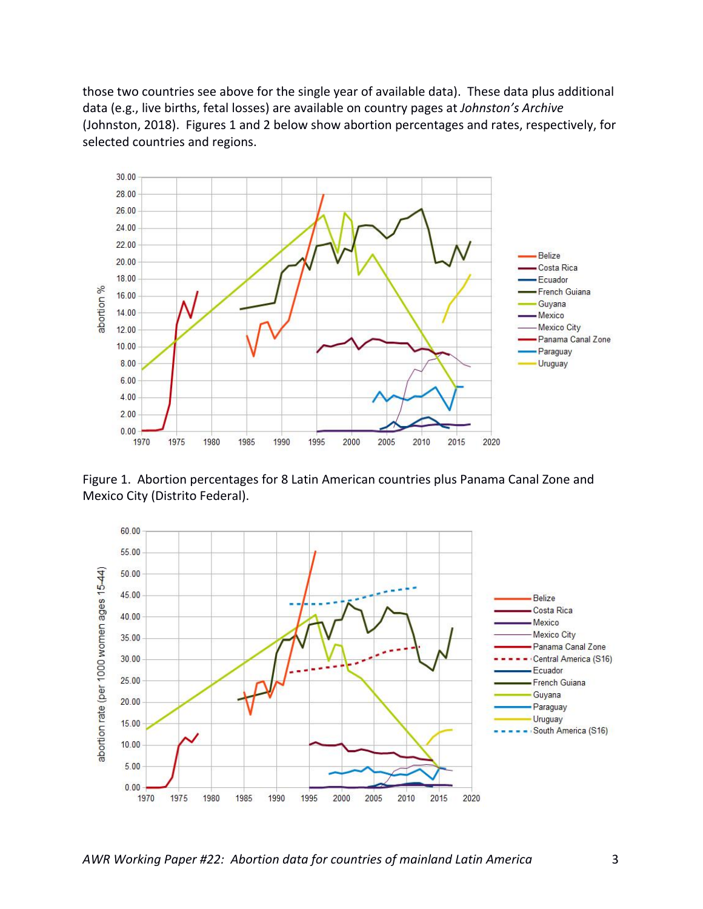those two countries see above for the single year of available data). These data plus additional data (e.g., live births, fetal losses) are available on country pages at *Johnston's Archive* (Johnston, 2018). Figures 1 and 2 below show abortion percentages and rates, respectively, for selected countries and regions.

Figure 1. Abortion percentages for 8 Latin American countries plus Panama Canal Zone and Mexico City (Distrito Federal).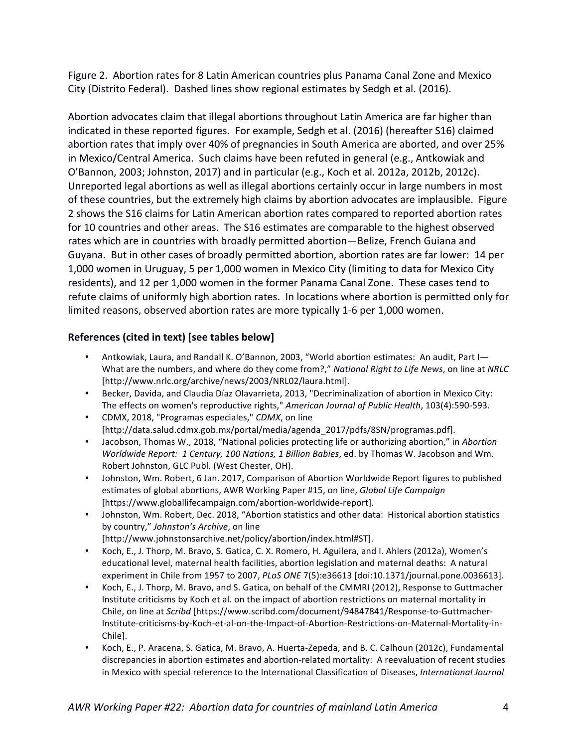Figure 2. Abortion rates for 8 Latin American countries plus Panama Canal Zone and Mexico City (Distrito Federal). Dashed lines show regional estimates by Sedgh et al. (2016).

Abortion advocates claim that illegal abortions throughout Latin America are far higher than indicated in these reported figures. For example, Sedgh et al. (2016) (hereafter S16) claimed abortion rates that imply over 40% of pregnancies in South America are aborted, and over 25% in Mexico/Central America. Such claims have been refuted in general (e.g., Antkowiak and O'Bannon, 2003; Johnston, 2017) and in particular (e.g., Koch et al. 2012a, 2012b, 2012c). Unreported legal abortions as well as illegal abortions certainly occur in large numbers in most of these countries, but the extremely high claims by abortion advocates are implausible. Figure 2 shows the S16 claims for Latin American abortion rates compared to reported abortion rates for 10 countries and other areas. The S16 estimates are comparable to the highest observed rates which are in countries with broadly permitted abortion—Belize, French Guiana and Guyana. But in other cases of broadly permitted abortion, abortion rates are far lower: 14 per 1,000 women in Uruguay, 5 per 1,000 women in Mexico City (limiting to data for Mexico City residents), and 12 per 1,000 women in the former Panama Canal Zone. These cases tend to refute claims of uniformly high abortion rates. In locations where abortion is permitted only for limited reasons, observed abortion rates are more typically 1-6 per 1,000 women.

**References (cited in text) [see tables below]**

- Antkowiak, Laura, and Randall K. O'Bannon, 2003, "World abortion estimates: An audit, Part I—What are the numbers, and where do they come from?," *National Right to Life News*, on line at *NRLC* [http://www.nrlc.org/archive/news/2003/NRL02/laura.html].
- Becker, Davida, and Claudia Díaz Olavarrieta, 2013, "Decriminalization of abortion in Mexico City: The effects on women's reproductive rights," *American Journal of Public Health*, 103(4):590-593.
- CDMX, 2018, "Programas especiales," *CDMX*, on line [http://data.salud.cdmx.gob.mx/portal/media/agenda_2017/pdfs/8SN/programas.pdf].
- Jacobson, Thomas W., 2018, "National policies protecting life or authorizing abortion," in *Abortion Worldwide Report: 1 Century, 100 Nations, 1 Billion Babies*, ed. by Thomas W. Jacobson and Wm. Robert Johnston, GLC Publ. (West Chester, OH).
- Johnston, Wm. Robert, 6 Jan. 2017, Comparison of Abortion Worldwide Report figures to published estimates of global abortions, AWR Working Paper #15, on line, *Global Life Campaign* [https://www.globallifecampaign.com/abortion-worldwide-report].
- Johnston, Wm. Robert, Dec. 2018, "Abortion statistics and other data: Historical abortion statistics by country," *Johnston's Archive*, on line [http://www.johnstonsarchive.net/policy/abortion/index.html#ST].
- Koch, E., J. Thorp, M. Bravo, S. Gatica, C. X. Romero, H. Aguilera, and I. Ahlers (2012a), Women's educational level, maternal health facilities, abortion legislation and maternal deaths: A natural experiment in Chile from 1957 to 2007, *PLoS ONE* 7(5):e36613 [doi:10.1371/journal.pone.0036613].
- Koch, E., J. Thorp, M. Bravo, and S. Gatica, on behalf of the CMMRI (2012), Response to Guttmacher Institute criticisms by Koch et al. on the impact of abortion restrictions on maternal mortality in Chile, on line at *Scribd* [https://www.scribd.com/document/94847841/Response-to-Guttmacher-Institute-criticisms-by-Koch-et-al-on-the-Impact-of-Abortion-Restrictions-on-Maternal-Mortality-in-Chile].
- Koch, E., P. Aracena, S. Gatica, M. Bravo, A. Huerta-Zepeda, and B. C. Calhoun (2012c), Fundamental discrepancies in abortion estimates and abortion-related mortality: A reevaluation of recent studies in Mexico with special reference to the International Classification of Diseases, *International Journal*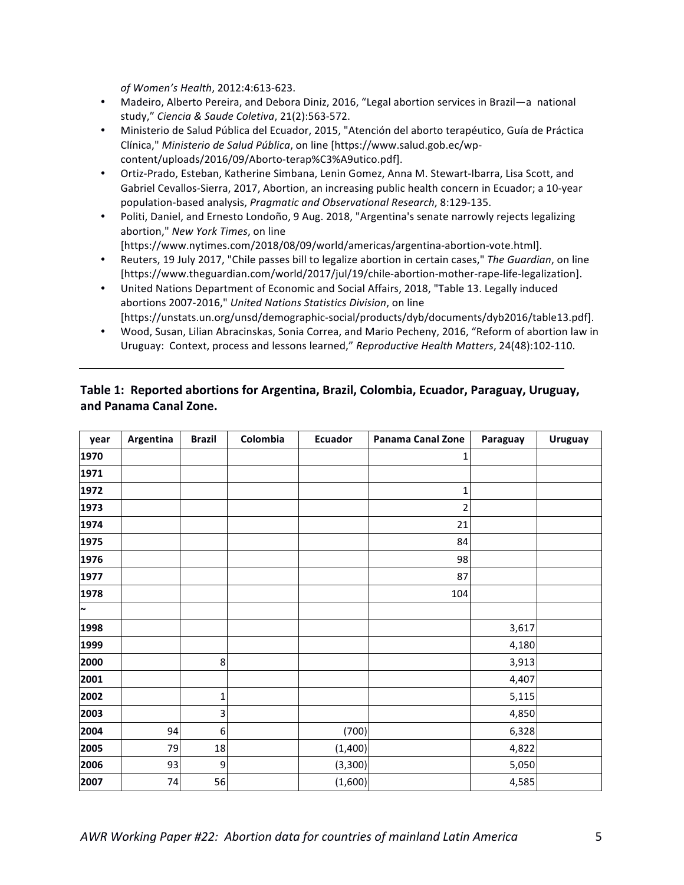*of Women's Health*, 2012:4:613-623.

- Madeiro, Alberto Pereira, and Debora Diniz, 2016, "Legal abortion services in Brazil—a national study," *Ciencia & Saude Coletiva*, 21(2):563-572.
- Ministerio de Salud Pública del Ecuador, 2015, "Atención del aborto terapéutico, Guía de Práctica Clínica," *Ministerio de Salud Pública*, on line [https://www.salud.gob.ec/wp-content/uploads/2016/09/Aborto-terap%C3%A9utico.pdf].
- Ortiz-Prado, Esteban, Katherine Simbana, Lenin Gomez, Anna M. Stewart-Ibarra, Lisa Scott, and Gabriel Cevallos-Sierra, 2017, Abortion, an increasing public health concern in Ecuador; a 10-year population-based analysis, *Pragmatic and Observational Research*, 8:129-135.
- Politi, Daniel, and Ernesto Londoño, 9 Aug. 2018, "Argentina's senate narrowly rejects legalizing abortion," *New York Times*, on line [https://www.nytimes.com/2018/08/09/world/americas/argentina-abortion-vote.html].
- Reuters, 19 July 2017, "Chile passes bill to legalize abortion in certain cases," *The Guardian*, on line [https://www.theguardian.com/world/2017/jul/19/chile-abortion-mother-rape-life-legalization].
- United Nations Department of Economic and Social Affairs, 2018, "Table 13. Legally induced abortions 2007-2016," *United Nations Statistics Division*, on line [https://unstats.un.org/unsd/demographic-social/products/dyb/documents/dyb2016/table13.pdf].
- Wood, Susan, Lilian Abracinskas, Sonia Correa, and Mario Pecheny, 2016, "Reform of abortion law in Uruguay: Context, process and lessons learned," *Reproductive Health Matters*, 24(48):102-110.

---

**Table 1: Reported abortions for Argentina, Brazil, Colombia, Ecuador, Paraguay, Uruguay, and Panama Canal Zone.**

| year | Argentina | Brazil | Colombia | Ecuador | Panama Canal Zone | Paraguay | Uruguay |
|---|---|---|---|---|---|---|---|
| 1970 | | | | | 1 | | |
| 1971 | | | | | | | |
| 1972 | | | | | 1 | | |
| 1973 | | | | | 2 | | |
| 1974 | | | | | 21 | | |
| 1975 | | | | | 84 | | |
| 1976 | | | | | 98 | | |
| 1977 | | | | | 87 | | |
| 1978 | | | | | 104 | | |
| ~ | | | | | | | |
| 1998 | | | | | | 3,617 | |
| 1999 | | | | | | 4,180 | |
| 2000 | | 8 | | | | 3,913 | |
| 2001 | | | | | | 4,407 | |
| 2002 | | 1 | | | | 5,115 | |
| 2003 | | 3 | | | | 4,850 | |
| 2004 | 94 | 6 | | (700) | | 6,328 | |
| 2005 | 79 | 18 | | (1,400) | | 4,822 | |
| 2006 | 93 | 9 | | (3,300) | | 5,050 | |
| 2007 | 74 | 56 | | (1,600) | | 4,585 | |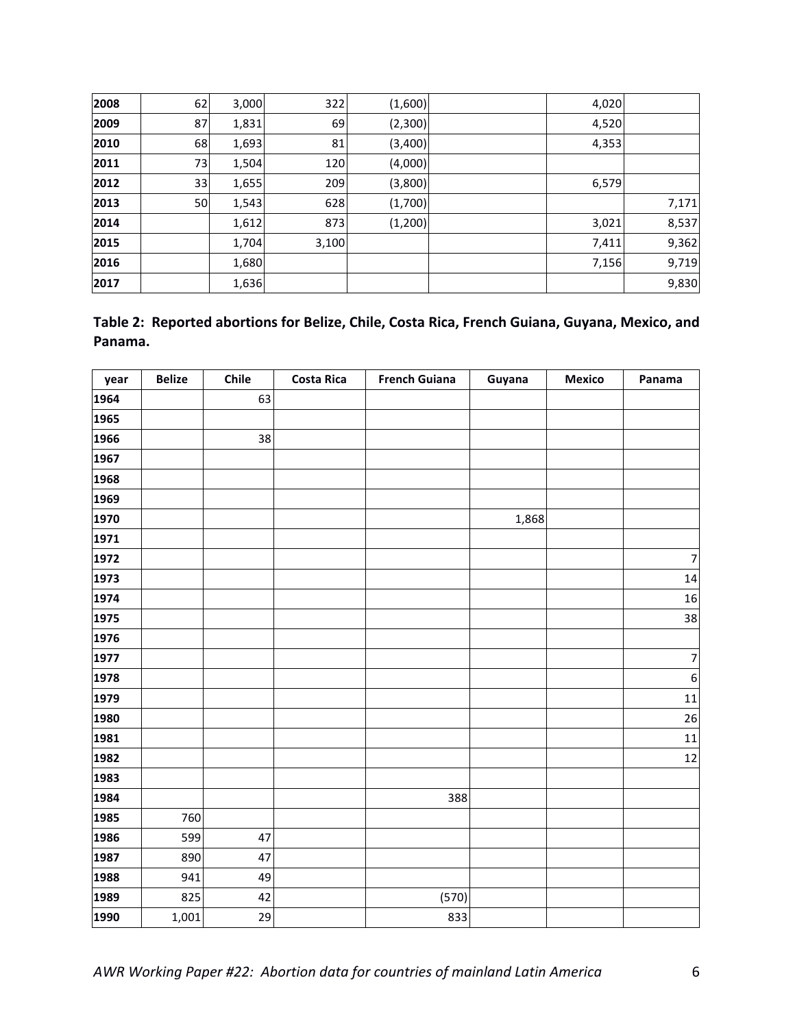| | | | | | | | |
|---|---|---|---|---|---|---|---|
| **2008** | 62 | 3,000 | 322 | (1,600) | | 4,020 | |
| **2009** | 87 | 1,831 | 69 | (2,300) | | 4,520 | |
| **2010** | 68 | 1,693 | 81 | (3,400) | | 4,353 | |
| **2011** | 73 | 1,504 | 120 | (4,000) | | | |
| **2012** | 33 | 1,655 | 209 | (3,800) | | 6,579 | |
| **2013** | 50 | 1,543 | 628 | (1,700) | | | 7,171 |
| **2014** | | 1,612 | 873 | (1,200) | | 3,021 | 8,537 |
| **2015** | | 1,704 | 3,100 | | | 7,411 | 9,362 |
| **2016** | | 1,680 | | | | 7,156 | 9,719 |
| **2017** | | 1,636 | | | | | 9,830 |

**Table 2: Reported abortions for Belize, Chile, Costa Rica, French Guiana, Guyana, Mexico, and Panama.**

| year | Belize | Chile | Costa Rica | French Guiana | Guyana | Mexico | Panama |
|---|---|---|---|---|---|---|---|
| **1964** | | 63 | | | | | |
| **1965** | | | | | | | |
| **1966** | | 38 | | | | | |
| **1967** | | | | | | | |
| **1968** | | | | | | | |
| **1969** | | | | | | | |
| **1970** | | | | | 1,868 | | |
| **1971** | | | | | | | |
| **1972** | | | | | | | 7 |
| **1973** | | | | | | | 14 |
| **1974** | | | | | | | 16 |
| **1975** | | | | | | | 38 |
| **1976** | | | | | | | |
| **1977** | | | | | | | 7 |
| **1978** | | | | | | | 6 |
| **1979** | | | | | | | 11 |
| **1980** | | | | | | | 26 |
| **1981** | | | | | | | 11 |
| **1982** | | | | | | | 12 |
| **1983** | | | | | | | |
| **1984** | | | | 388 | | | |
| **1985** | 760 | | | | | | |
| **1986** | 599 | 47 | | | | | |
| **1987** | 890 | 47 | | | | | |
| **1988** | 941 | 49 | | | | | |
| **1989** | 825 | 42 | | (570) | | | |
| **1990** | 1,001 | 29 | | 833 | | | |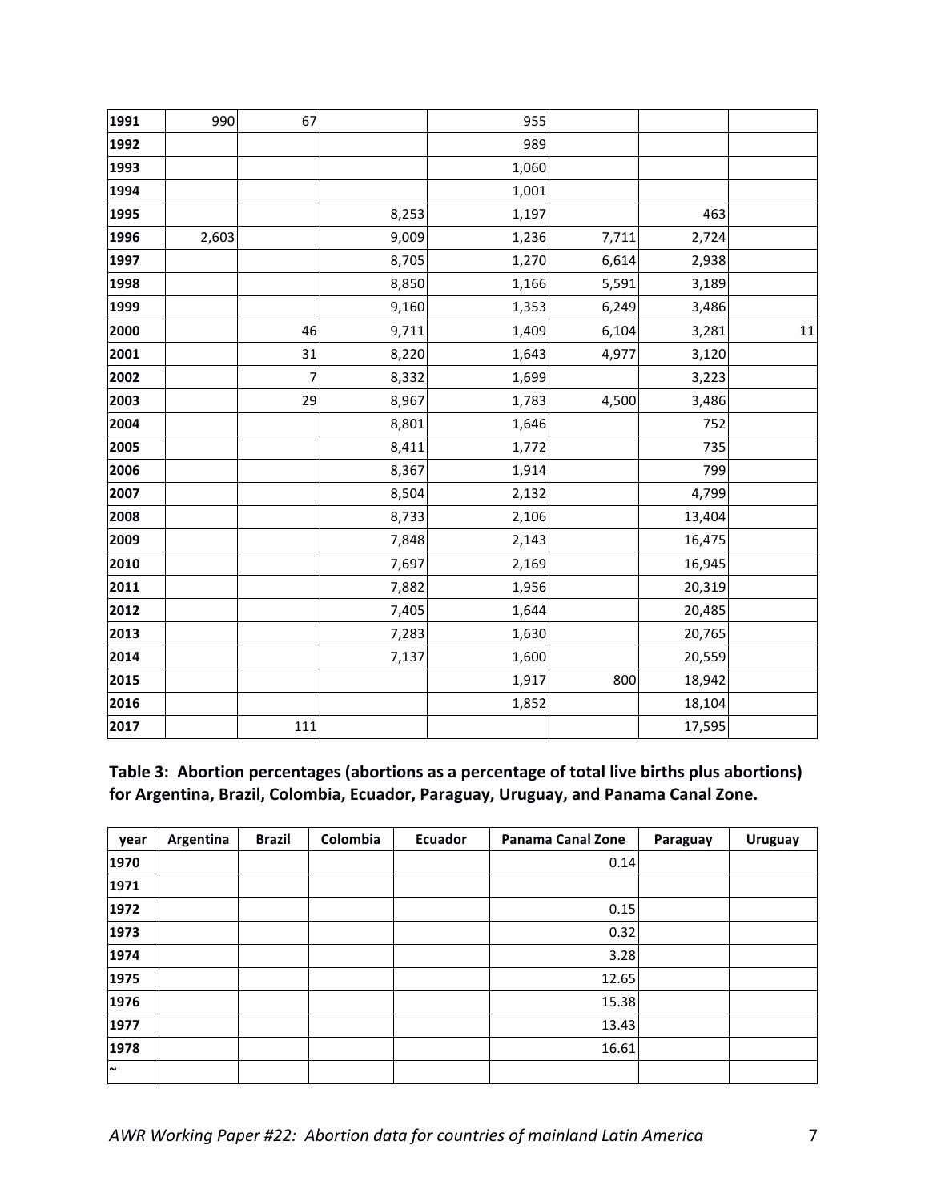| | | | | | | | |
|---|---|---|---|---|---|---|---|
| **1991** | 990 | 67 | | 955 | | | |
| **1992** | | | | 989 | | | |
| **1993** | | | | 1,060 | | | |
| **1994** | | | | 1,001 | | | |
| **1995** | | | 8,253 | 1,197 | | 463 | |
| **1996** | 2,603 | | 9,009 | 1,236 | 7,711 | 2,724 | |
| **1997** | | | 8,705 | 1,270 | 6,614 | 2,938 | |
| **1998** | | | 8,850 | 1,166 | 5,591 | 3,189 | |
| **1999** | | | 9,160 | 1,353 | 6,249 | 3,486 | |
| **2000** | | 46 | 9,711 | 1,409 | 6,104 | 3,281 | 11 |
| **2001** | | 31 | 8,220 | 1,643 | 4,977 | 3,120 | |
| **2002** | | 7 | 8,332 | 1,699 | | 3,223 | |
| **2003** | | 29 | 8,967 | 1,783 | 4,500 | 3,486 | |
| **2004** | | | 8,801 | 1,646 | | 752 | |
| **2005** | | | 8,411 | 1,772 | | 735 | |
| **2006** | | | 8,367 | 1,914 | | 799 | |
| **2007** | | | 8,504 | 2,132 | | 4,799 | |
| **2008** | | | 8,733 | 2,106 | | 13,404 | |
| **2009** | | | 7,848 | 2,143 | | 16,475 | |
| **2010** | | | 7,697 | 2,169 | | 16,945 | |
| **2011** | | | 7,882 | 1,956 | | 20,319 | |
| **2012** | | | 7,405 | 1,644 | | 20,485 | |
| **2013** | | | 7,283 | 1,630 | | 20,765 | |
| **2014** | | | 7,137 | 1,600 | | 20,559 | |
| **2015** | | | | 1,917 | 800 | 18,942 | |
| **2016** | | | | 1,852 | | 18,104 | |
| **2017** | | 111 | | | | 17,595 | |

**Table 3: Abortion percentages (abortions as a percentage of total live births plus abortions) for Argentina, Brazil, Colombia, Ecuador, Paraguay, Uruguay, and Panama Canal Zone.**

| year | Argentina | Brazil | Colombia | Ecuador | Panama Canal Zone | Paraguay | Uruguay |
|---|---|---|---|---|---|---|---|
| **1970** | | | | | 0.14 | | |
| **1971** | | | | | | | |
| **1972** | | | | | 0.15 | | |
| **1973** | | | | | 0.32 | | |
| **1974** | | | | | 3.28 | | |
| **1975** | | | | | 12.65 | | |
| **1976** | | | | | 15.38 | | |
| **1977** | | | | | 13.43 | | |
| **1978** | | | | | 16.61 | | |
| **~** | | | | | | | |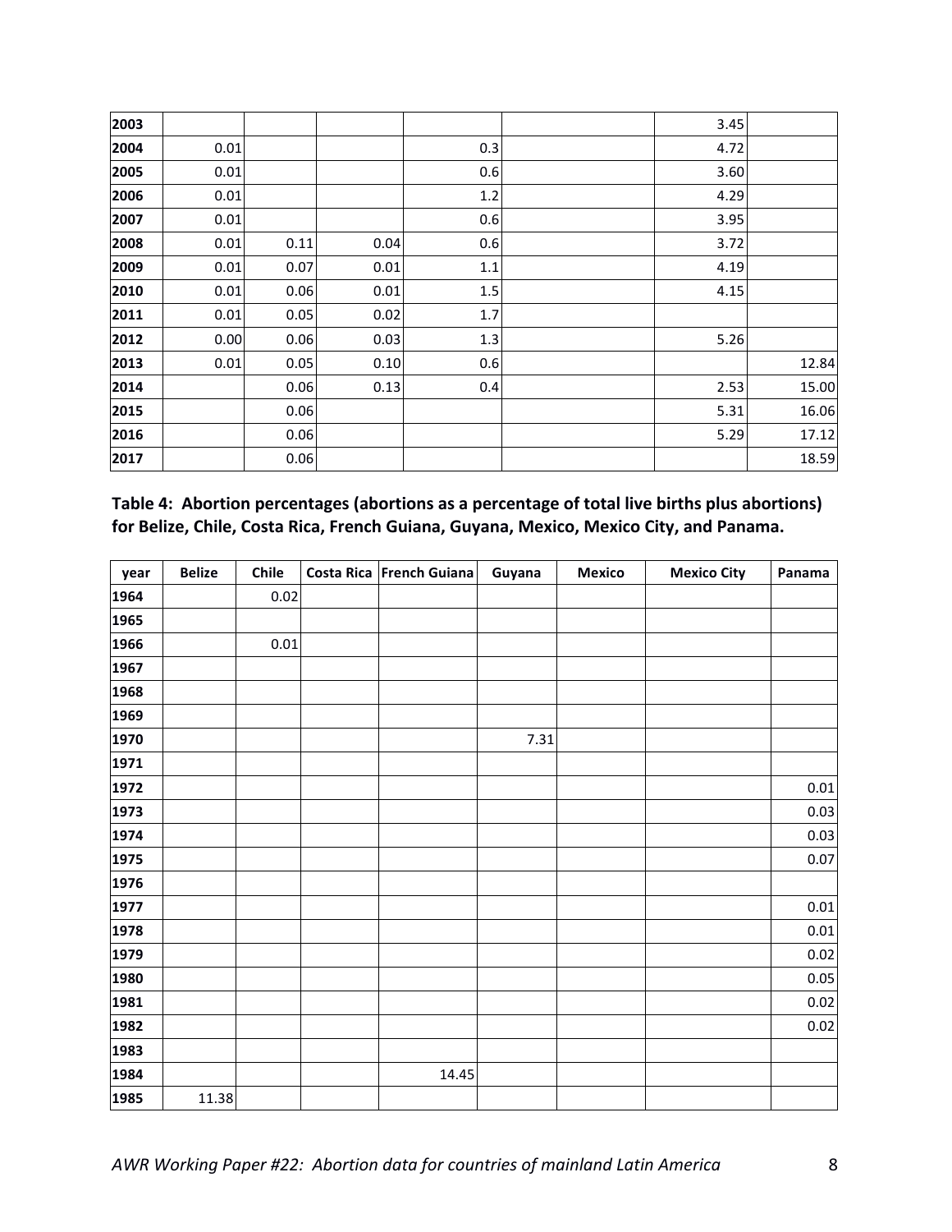| | | | | | | | |
|---|---|---|---|---|---|---|---|
| **2003** | | | | | | 3.45 | |
| **2004** | 0.01 | | | 0.3 | | 4.72 | |
| **2005** | 0.01 | | | 0.6 | | 3.60 | |
| **2006** | 0.01 | | | 1.2 | | 4.29 | |
| **2007** | 0.01 | | | 0.6 | | 3.95 | |
| **2008** | 0.01 | 0.11 | 0.04 | 0.6 | | 3.72 | |
| **2009** | 0.01 | 0.07 | 0.01 | 1.1 | | 4.19 | |
| **2010** | 0.01 | 0.06 | 0.01 | 1.5 | | 4.15 | |
| **2011** | 0.01 | 0.05 | 0.02 | 1.7 | | | |
| **2012** | 0.00 | 0.06 | 0.03 | 1.3 | | 5.26 | |
| **2013** | 0.01 | 0.05 | 0.10 | 0.6 | | | 12.84 |
| **2014** | | 0.06 | 0.13 | 0.4 | | 2.53 | 15.00 |
| **2015** | | 0.06 | | | | 5.31 | 16.06 |
| **2016** | | 0.06 | | | | 5.29 | 17.12 |
| **2017** | | 0.06 | | | | | 18.59 |

**Table 4: Abortion percentages (abortions as a percentage of total live births plus abortions) for Belize, Chile, Costa Rica, French Guiana, Guyana, Mexico, Mexico City, and Panama.**

| year | Belize | Chile | Costa Rica | French Guiana | Guyana | Mexico | Mexico City | Panama |
|---|---|---|---|---|---|---|---|---|
| **1964** | | 0.02 | | | | | | |
| **1965** | | | | | | | | |
| **1966** | | 0.01 | | | | | | |
| **1967** | | | | | | | | |
| **1968** | | | | | | | | |
| **1969** | | | | | | | | |
| **1970** | | | | | 7.31 | | | |
| **1971** | | | | | | | | |
| **1972** | | | | | | | | 0.01 |
| **1973** | | | | | | | | 0.03 |
| **1974** | | | | | | | | 0.03 |
| **1975** | | | | | | | | 0.07 |
| **1976** | | | | | | | | |
| **1977** | | | | | | | | 0.01 |
| **1978** | | | | | | | | 0.01 |
| **1979** | | | | | | | | 0.02 |
| **1980** | | | | | | | | 0.05 |
| **1981** | | | | | | | | 0.02 |
| **1982** | | | | | | | | 0.02 |
| **1983** | | | | | | | | |
| **1984** | | | | 14.45 | | | | |
| **1985** | 11.38 | | | | | | | |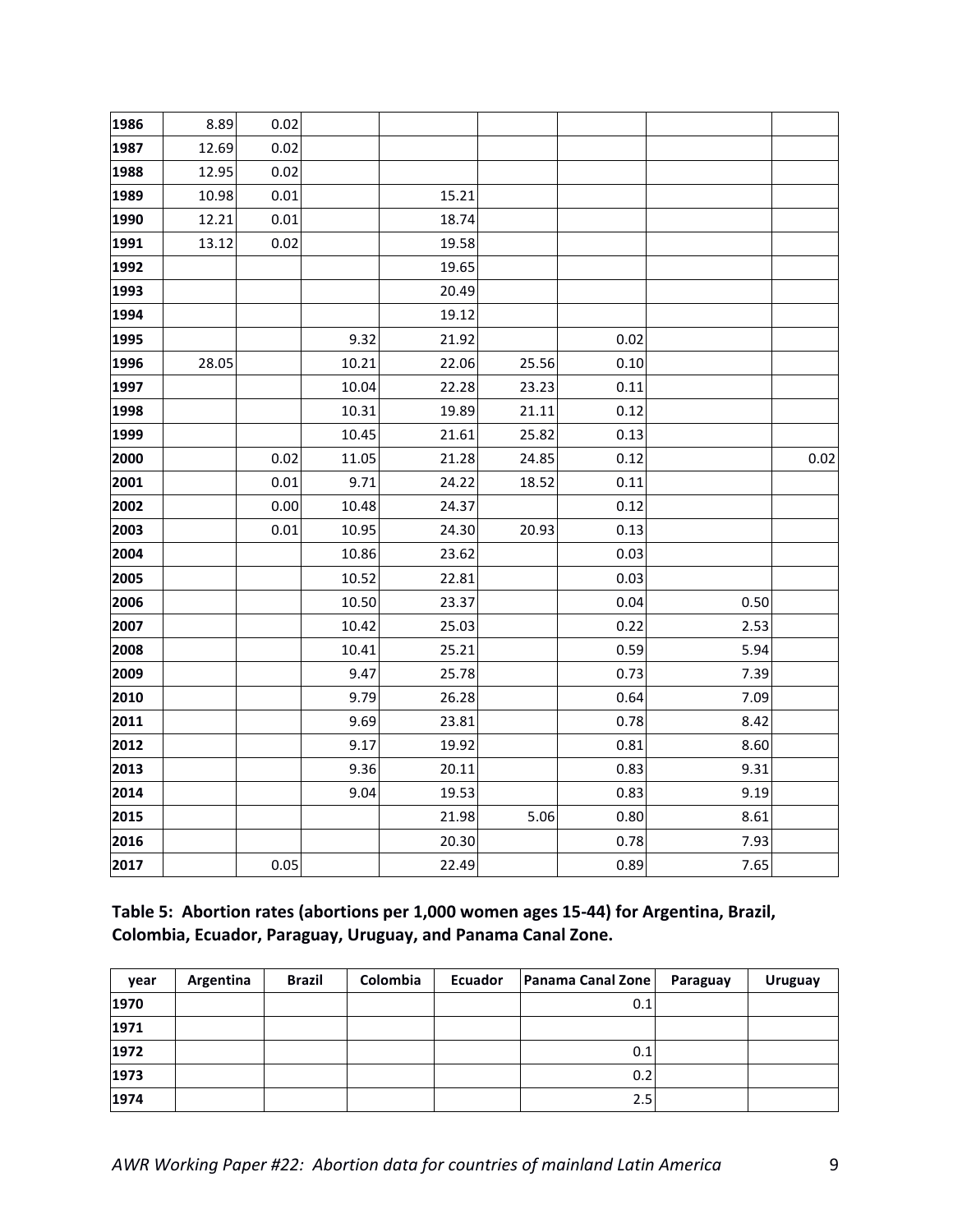| | | | | | | | | |
|---|---|---|---|---|---|---|---|---|
| **1986** | 8.89 | 0.02 | | | | | | |
| **1987** | 12.69 | 0.02 | | | | | | |
| **1988** | 12.95 | 0.02 | | | | | | |
| **1989** | 10.98 | 0.01 | | 15.21 | | | | |
| **1990** | 12.21 | 0.01 | | 18.74 | | | | |
| **1991** | 13.12 | 0.02 | | 19.58 | | | | |
| **1992** | | | | 19.65 | | | | |
| **1993** | | | | 20.49 | | | | |
| **1994** | | | | 19.12 | | | | |
| **1995** | | | 9.32 | 21.92 | | 0.02 | | |
| **1996** | 28.05 | | 10.21 | 22.06 | 25.56 | 0.10 | | |
| **1997** | | | 10.04 | 22.28 | 23.23 | 0.11 | | |
| **1998** | | | 10.31 | 19.89 | 21.11 | 0.12 | | |
| **1999** | | | 10.45 | 21.61 | 25.82 | 0.13 | | |
| **2000** | | 0.02 | 11.05 | 21.28 | 24.85 | 0.12 | | 0.02 |
| **2001** | | 0.01 | 9.71 | 24.22 | 18.52 | 0.11 | | |
| **2002** | | 0.00 | 10.48 | 24.37 | | 0.12 | | |
| **2003** | | 0.01 | 10.95 | 24.30 | 20.93 | 0.13 | | |
| **2004** | | | 10.86 | 23.62 | | 0.03 | | |
| **2005** | | | 10.52 | 22.81 | | 0.03 | | |
| **2006** | | | 10.50 | 23.37 | | 0.04 | 0.50 | |
| **2007** | | | 10.42 | 25.03 | | 0.22 | 2.53 | |
| **2008** | | | 10.41 | 25.21 | | 0.59 | 5.94 | |
| **2009** | | | 9.47 | 25.78 | | 0.73 | 7.39 | |
| **2010** | | | 9.79 | 26.28 | | 0.64 | 7.09 | |
| **2011** | | | 9.69 | 23.81 | | 0.78 | 8.42 | |
| **2012** | | | 9.17 | 19.92 | | 0.81 | 8.60 | |
| **2013** | | | 9.36 | 20.11 | | 0.83 | 9.31 | |
| **2014** | | | 9.04 | 19.53 | | 0.83 | 9.19 | |
| **2015** | | | | 21.98 | 5.06 | 0.80 | 8.61 | |
| **2016** | | | | 20.30 | | 0.78 | 7.93 | |
| **2017** | | 0.05 | | 22.49 | | 0.89 | 7.65 | |

**Table 5: Abortion rates (abortions per 1,000 women ages 15-44) for Argentina, Brazil, Colombia, Ecuador, Paraguay, Uruguay, and Panama Canal Zone.**

| year | Argentina | Brazil | Colombia | Ecuador | Panama Canal Zone | Paraguay | Uruguay |
|---|---|---|---|---|---|---|---|
| **1970** | | | | | 0.1 | | |
| **1971** | | | | | | | |
| **1972** | | | | | 0.1 | | |
| **1973** | | | | | 0.2 | | |
| **1974** | | | | | 2.5 | | |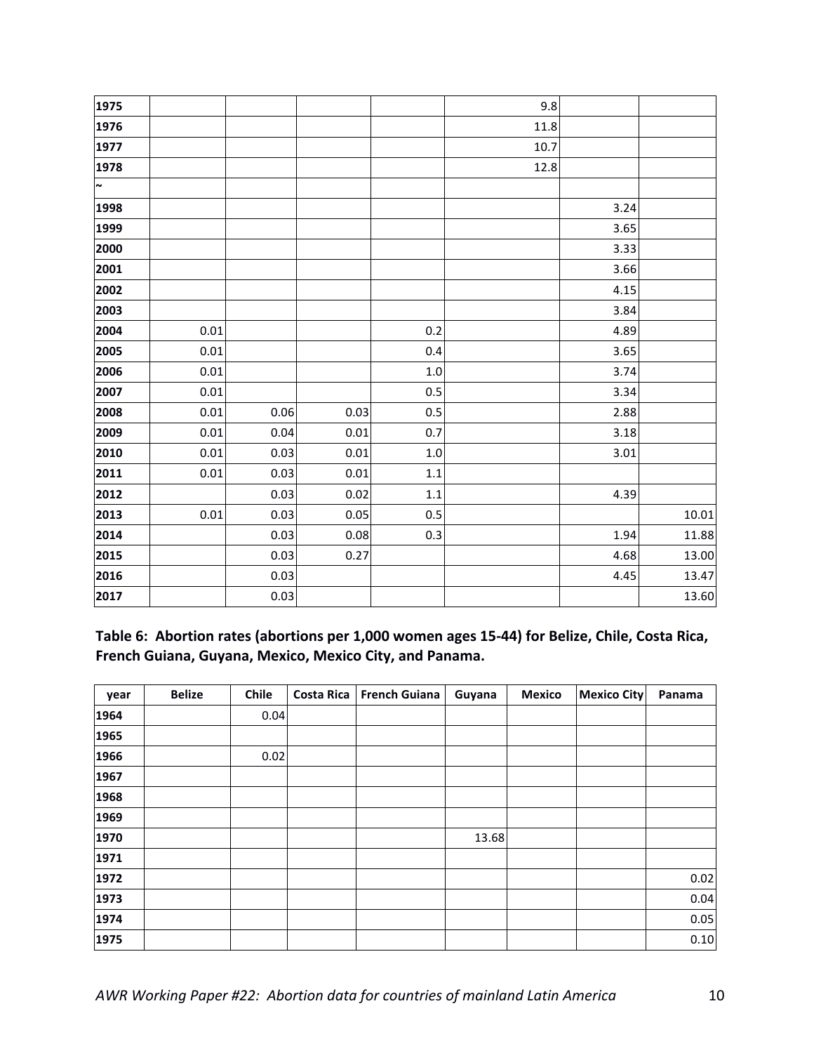| | | | | | | | |
|---|---|---|---|---|---|---|---|
| **1975** | | | | | 9.8 | | |
| **1976** | | | | | 11.8 | | |
| **1977** | | | | | 10.7 | | |
| **1978** | | | | | 12.8 | | |
| **~** | | | | | | | |
| **1998** | | | | | | 3.24 | |
| **1999** | | | | | | 3.65 | |
| **2000** | | | | | | 3.33 | |
| **2001** | | | | | | 3.66 | |
| **2002** | | | | | | 4.15 | |
| **2003** | | | | | | 3.84 | |
| **2004** | 0.01 | | | 0.2 | | 4.89 | |
| **2005** | 0.01 | | | 0.4 | | 3.65 | |
| **2006** | 0.01 | | | 1.0 | | 3.74 | |
| **2007** | 0.01 | | | 0.5 | | 3.34 | |
| **2008** | 0.01 | 0.06 | 0.03 | 0.5 | | 2.88 | |
| **2009** | 0.01 | 0.04 | 0.01 | 0.7 | | 3.18 | |
| **2010** | 0.01 | 0.03 | 0.01 | 1.0 | | 3.01 | |
| **2011** | 0.01 | 0.03 | 0.01 | 1.1 | | | |
| **2012** | | 0.03 | 0.02 | 1.1 | | 4.39 | |
| **2013** | 0.01 | 0.03 | 0.05 | 0.5 | | | 10.01 |
| **2014** | | 0.03 | 0.08 | 0.3 | | 1.94 | 11.88 |
| **2015** | | 0.03 | 0.27 | | | 4.68 | 13.00 |
| **2016** | | 0.03 | | | | 4.45 | 13.47 |
| **2017** | | 0.03 | | | | | 13.60 |

**Table 6: Abortion rates (abortions per 1,000 women ages 15-44) for Belize, Chile, Costa Rica, French Guiana, Guyana, Mexico, Mexico City, and Panama.**

| year | Belize | Chile | Costa Rica | French Guiana | Guyana | Mexico | Mexico City | Panama |
|---|---|---|---|---|---|---|---|---|
| **1964** | | 0.04 | | | | | | |
| **1965** | | | | | | | | |
| **1966** | | 0.02 | | | | | | |
| **1967** | | | | | | | | |
| **1968** | | | | | | | | |
| **1969** | | | | | | | | |
| **1970** | | | | | 13.68 | | | |
| **1971** | | | | | | | | |
| **1972** | | | | | | | | 0.02 |
| **1973** | | | | | | | | 0.04 |
| **1974** | | | | | | | | 0.05 |
| **1975** | | | | | | | | 0.10 |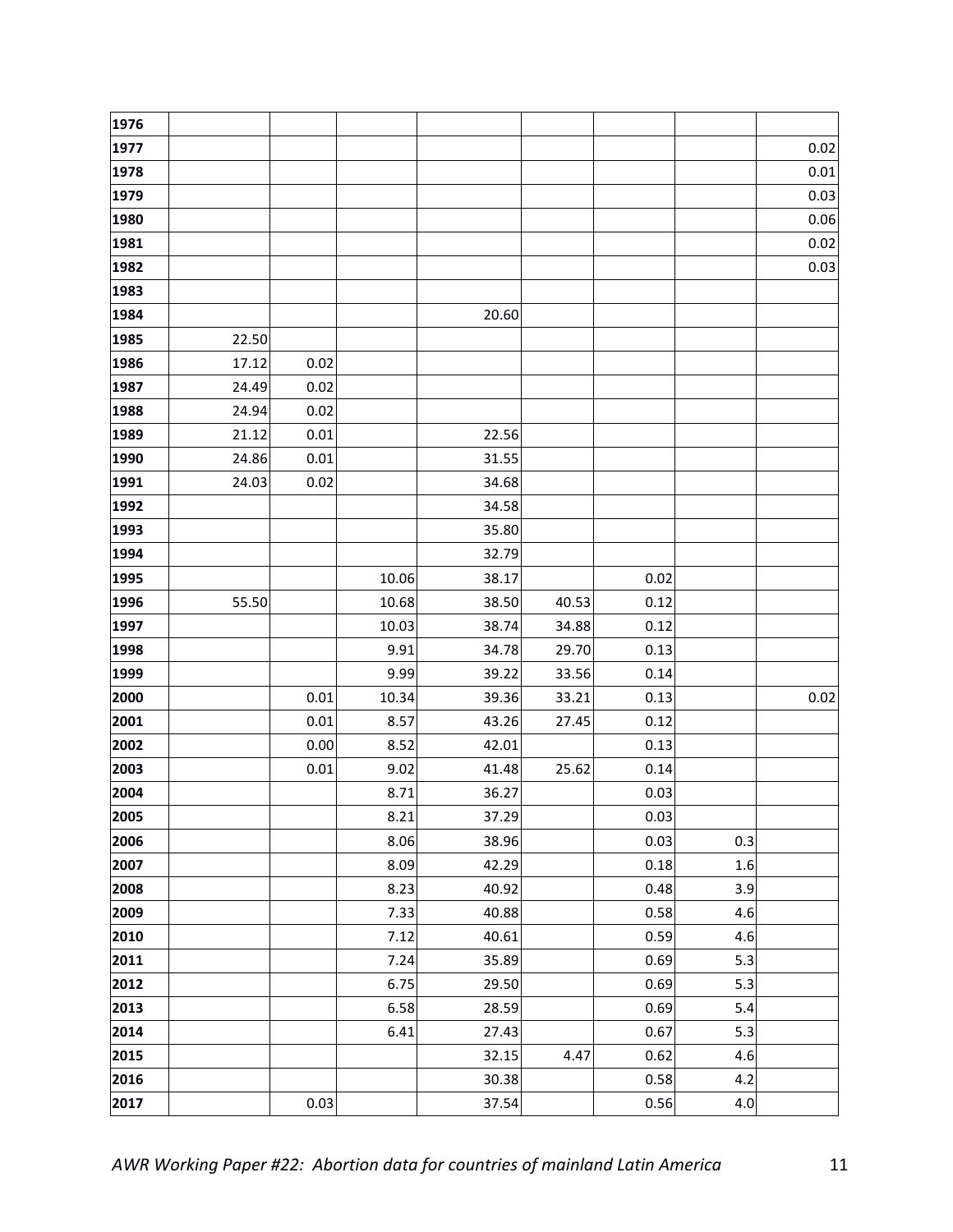| | | | | | | | | |
|---|---|---|---|---|---|---|---|---|
| **1976** | | | | | | | | |
| **1977** | | | | | | | | 0.02 |
| **1978** | | | | | | | | 0.01 |
| **1979** | | | | | | | | 0.03 |
| **1980** | | | | | | | | 0.06 |
| **1981** | | | | | | | | 0.02 |
| **1982** | | | | | | | | 0.03 |
| **1983** | | | | | | | | |
| **1984** | | | | 20.60 | | | | |
| **1985** | 22.50 | | | | | | | |
| **1986** | 17.12 | 0.02 | | | | | | |
| **1987** | 24.49 | 0.02 | | | | | | |
| **1988** | 24.94 | 0.02 | | | | | | |
| **1989** | 21.12 | 0.01 | | 22.56 | | | | |
| **1990** | 24.86 | 0.01 | | 31.55 | | | | |
| **1991** | 24.03 | 0.02 | | 34.68 | | | | |
| **1992** | | | | 34.58 | | | | |
| **1993** | | | | 35.80 | | | | |
| **1994** | | | | 32.79 | | | | |
| **1995** | | | 10.06 | 38.17 | | 0.02 | | |
| **1996** | 55.50 | | 10.68 | 38.50 | 40.53 | 0.12 | | |
| **1997** | | | 10.03 | 38.74 | 34.88 | 0.12 | | |
| **1998** | | | 9.91 | 34.78 | 29.70 | 0.13 | | |
| **1999** | | | 9.99 | 39.22 | 33.56 | 0.14 | | |
| **2000** | | 0.01 | 10.34 | 39.36 | 33.21 | 0.13 | | 0.02 |
| **2001** | | 0.01 | 8.57 | 43.26 | 27.45 | 0.12 | | |
| **2002** | | 0.00 | 8.52 | 42.01 | | 0.13 | | |
| **2003** | | 0.01 | 9.02 | 41.48 | 25.62 | 0.14 | | |
| **2004** | | | 8.71 | 36.27 | | 0.03 | | |
| **2005** | | | 8.21 | 37.29 | | 0.03 | | |
| **2006** | | | 8.06 | 38.96 | | 0.03 | 0.3 | |
| **2007** | | | 8.09 | 42.29 | | 0.18 | 1.6 | |
| **2008** | | | 8.23 | 40.92 | | 0.48 | 3.9 | |
| **2009** | | | 7.33 | 40.88 | | 0.58 | 4.6 | |
| **2010** | | | 7.12 | 40.61 | | 0.59 | 4.6 | |
| **2011** | | | 7.24 | 35.89 | | 0.69 | 5.3 | |
| **2012** | | | 6.75 | 29.50 | | 0.69 | 5.3 | |
| **2013** | | | 6.58 | 28.59 | | 0.69 | 5.4 | |
| **2014** | | | 6.41 | 27.43 | | 0.67 | 5.3 | |
| **2015** | | | | 32.15 | 4.47 | 0.62 | 4.6 | |
| **2016** | | | | 30.38 | | 0.58 | 4.2 | |
| **2017** | | 0.03 | | 37.54 | | 0.56 | 4.0 | |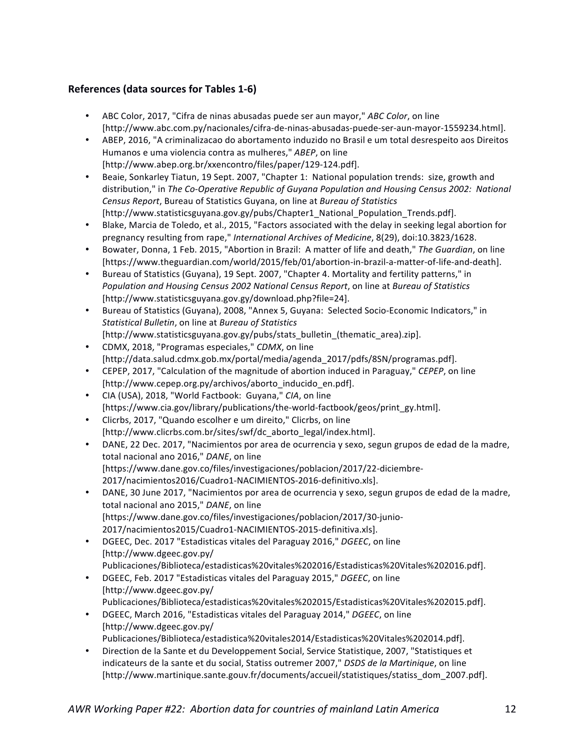### References (data sources for Tables 1-6)

- ABC Color, 2017, "Cifra de ninas abusadas puede ser aun mayor," *ABC Color*, on line [http://www.abc.com.py/nacionales/cifra-de-ninas-abusadas-puede-ser-aun-mayor-1559234.html].
- ABEP, 2016, "A criminalizacao do abortamento induzido no Brasil e um total desrespeito aos Direitos Humanos e uma violencia contra as mulheres," *ABEP*, on line [http://www.abep.org.br/xxencontro/files/paper/129-124.pdf].
- Beaie, Sonkarley Tiatun, 19 Sept. 2007, "Chapter 1: National population trends: size, growth and distribution," in *The Co-Operative Republic of Guyana Population and Housing Census 2002: National Census Report*, Bureau of Statistics Guyana, on line at *Bureau of Statistics* [http://www.statisticsguyana.gov.gy/pubs/Chapter1_National_Population_Trends.pdf].
- Blake, Marcia de Toledo, et al., 2015, "Factors associated with the delay in seeking legal abortion for pregnancy resulting from rape," *International Archives of Medicine*, 8(29), doi:10.3823/1628.
- Bowater, Donna, 1 Feb. 2015, "Abortion in Brazil: A matter of life and death," *The Guardian*, on line [https://www.theguardian.com/world/2015/feb/01/abortion-in-brazil-a-matter-of-life-and-death].
- Bureau of Statistics (Guyana), 19 Sept. 2007, "Chapter 4. Mortality and fertility patterns," in *Population and Housing Census 2002 National Census Report*, on line at *Bureau of Statistics* [http://www.statisticsguyana.gov.gy/download.php?file=24].
- Bureau of Statistics (Guyana), 2008, "Annex 5, Guyana: Selected Socio-Economic Indicators," in *Statistical Bulletin*, on line at *Bureau of Statistics* [http://www.statisticsguyana.gov.gy/pubs/stats_bulletin_(thematic_area).zip].
- CDMX, 2018, "Programas especiales," *CDMX*, on line [http://data.salud.cdmx.gob.mx/portal/media/agenda_2017/pdfs/8SN/programas.pdf].
- CEPEP, 2017, "Calculation of the magnitude of abortion induced in Paraguay," *CEPEP*, on line [http://www.cepep.org.py/archivos/aborto_inducido_en.pdf].
- CIA (USA), 2018, "World Factbook: Guyana," *CIA*, on line [https://www.cia.gov/library/publications/the-world-factbook/geos/print_gy.html].
- Clicrbs, 2017, "Quando escolher e um direito," Clicrbs, on line [http://www.clicrbs.com.br/sites/swf/dc_aborto_legal/index.html].
- DANE, 22 Dec. 2017, "Nacimientos por area de ocurrencia y sexo, segun grupos de edad de la madre, total nacional ano 2016," *DANE*, on line [https://www.dane.gov.co/files/investigaciones/poblacion/2017/22-diciembre-2017/nacimientos2016/Cuadro1-NACIMIENTOS-2016-definitivo.xls].
- DANE, 30 June 2017, "Nacimientos por area de ocurrencia y sexo, segun grupos de edad de la madre, total nacional ano 2015," *DANE*, on line [https://www.dane.gov.co/files/investigaciones/poblacion/2017/30-junio-2017/nacimientos2015/Cuadro1-NACIMIENTOS-2015-definitiva.xls].
- DGEEC, Dec. 2017 "Estadisticas vitales del Paraguay 2016," *DGEEC*, on line [http://www.dgeec.gov.py/Publicaciones/Biblioteca/estadisticas%20vitales%202016/Estadisticas%20Vitales%202016.pdf].
- DGEEC, Feb. 2017 "Estadisticas vitales del Paraguay 2015," *DGEEC*, on line [http://www.dgeec.gov.py/Publicaciones/Biblioteca/estadisticas%20vitales%202015/Estadisticas%20Vitales%202015.pdf].
- DGEEC, March 2016, "Estadisticas vitales del Paraguay 2014," *DGEEC*, on line [http://www.dgeec.gov.py/Publicaciones/Biblioteca/estadistica%20vitales2014/Estadisticas%20Vitales%202014.pdf].
- Direction de la Sante et du Developpement Social, Service Statistique, 2007, "Statistiques et indicateurs de la sante et du social, Statiss outremer 2007," *DSDS de la Martinique*, on line [http://www.martinique.sante.gouv.fr/documents/accueil/statistiques/statiss_dom_2007.pdf].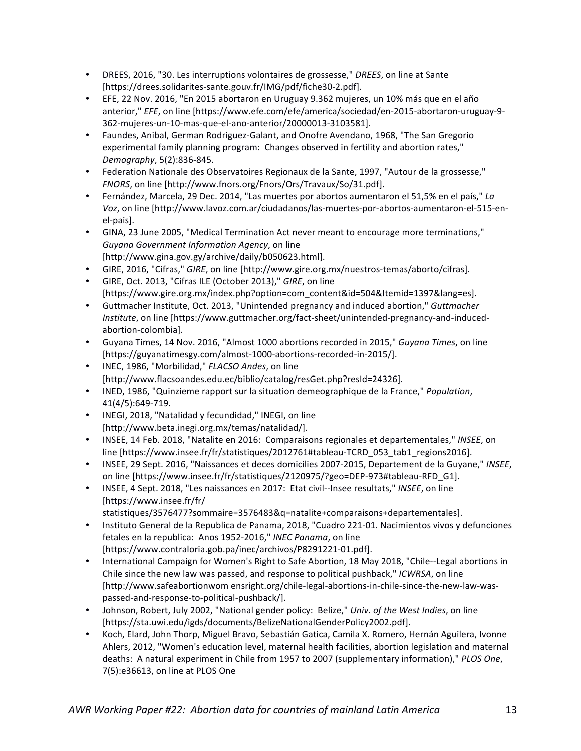- DREES, 2016, "30. Les interruptions volontaires de grossesse," *DREES*, on line at Sante [https://drees.solidarites-sante.gouv.fr/IMG/pdf/fiche30-2.pdf].
- EFE, 22 Nov. 2016, "En 2015 abortaron en Uruguay 9.362 mujeres, un 10% más que en el año anterior," *EFE*, on line [https://www.efe.com/efe/america/sociedad/en-2015-abortaron-uruguay-9-362-mujeres-un-10-mas-que-el-ano-anterior/20000013-3103581].
- Faundes, Anibal, German Rodriguez-Galant, and Onofre Avendano, 1968, "The San Gregorio experimental family planning program: Changes observed in fertility and abortion rates," *Demography*, 5(2):836-845.
- Federation Nationale des Observatoires Regionaux de la Sante, 1997, "Autour de la grossesse," *FNORS*, on line [http://www.fnors.org/Fnors/Ors/Travaux/So/31.pdf].
- Fernández, Marcela, 29 Dec. 2014, "Las muertes por abortos aumentaron el 51,5% en el país," *La Voz*, on line [http://www.lavoz.com.ar/ciudadanos/las-muertes-por-abortos-aumentaron-el-515-en-el-pais].
- GINA, 23 June 2005, "Medical Termination Act never meant to encourage more terminations," *Guyana Government Information Agency*, on line [http://www.gina.gov.gy/archive/daily/b050623.html].
- GIRE, 2016, "Cifras," *GIRE*, on line [http://www.gire.org.mx/nuestros-temas/aborto/cifras].
- GIRE, Oct. 2013, "Cifras ILE (October 2013)," *GIRE*, on line [https://www.gire.org.mx/index.php?option=com_content&id=504&Itemid=1397&lang=es].
- Guttmacher Institute, Oct. 2013, "Unintended pregnancy and induced abortion," *Guttmacher Institute*, on line [https://www.guttmacher.org/fact-sheet/unintended-pregnancy-and-induced-abortion-colombia].
- Guyana Times, 14 Nov. 2016, "Almost 1000 abortions recorded in 2015," *Guyana Times*, on line [https://guyanatimesgy.com/almost-1000-abortions-recorded-in-2015/].
- INEC, 1986, "Morbilidad," *FLACSO Andes*, on line [http://www.flacsoandes.edu.ec/biblio/catalog/resGet.php?resId=24326].
- INED, 1986, "Quinzieme rapport sur la situation demeographique de la France," *Population*, 41(4/5):649-719.
- INEGI, 2018, "Natalidad y fecundidad," INEGI, on line [http://www.beta.inegi.org.mx/temas/natalidad/].
- INSEE, 14 Feb. 2018, "Natalite en 2016: Comparaisons regionales et departementales," *INSEE*, on line [https://www.insee.fr/fr/statistiques/2012761#tableau-TCRD_053_tab1_regions2016].
- INSEE, 29 Sept. 2016, "Naissances et deces domicilies 2007-2015, Departement de la Guyane," *INSEE*, on line [https://www.insee.fr/fr/statistiques/2120975/?geo=DEP-973#tableau-RFD_G1].
- INSEE, 4 Sept. 2018, "Les naissances en 2017: Etat civil--Insee resultats," *INSEE*, on line [https://www.insee.fr/fr/statistiques/3576477?sommaire=3576483&q=natalite+comparaisons+departementales].
- Instituto General de la Republica de Panama, 2018, "Cuadro 221-01. Nacimientos vivos y defunciones fetales en la republica: Anos 1952-2016," *INEC Panama*, on line [https://www.contraloria.gob.pa/inec/archivos/P8291221-01.pdf].
- International Campaign for Women's Right to Safe Abortion, 18 May 2018, "Chile--Legal abortions in Chile since the new law was passed, and response to political pushback," *ICWRSA*, on line [http://www.safeabortionwom ensright.org/chile-legal-abortions-in-chile-since-the-new-law-was-passed-and-response-to-political-pushback/].
- Johnson, Robert, July 2002, "National gender policy: Belize," *Univ. of the West Indies*, on line [https://sta.uwi.edu/igds/documents/BelizeNationalGenderPolicy2002.pdf].
- Koch, Elard, John Thorp, Miguel Bravo, Sebastián Gatica, Camila X. Romero, Hernán Aguilera, Ivonne Ahlers, 2012, "Women's education level, maternal health facilities, abortion legislation and maternal deaths: A natural experiment in Chile from 1957 to 2007 (supplementary information)," *PLOS One*, 7(5):e36613, on line at PLOS One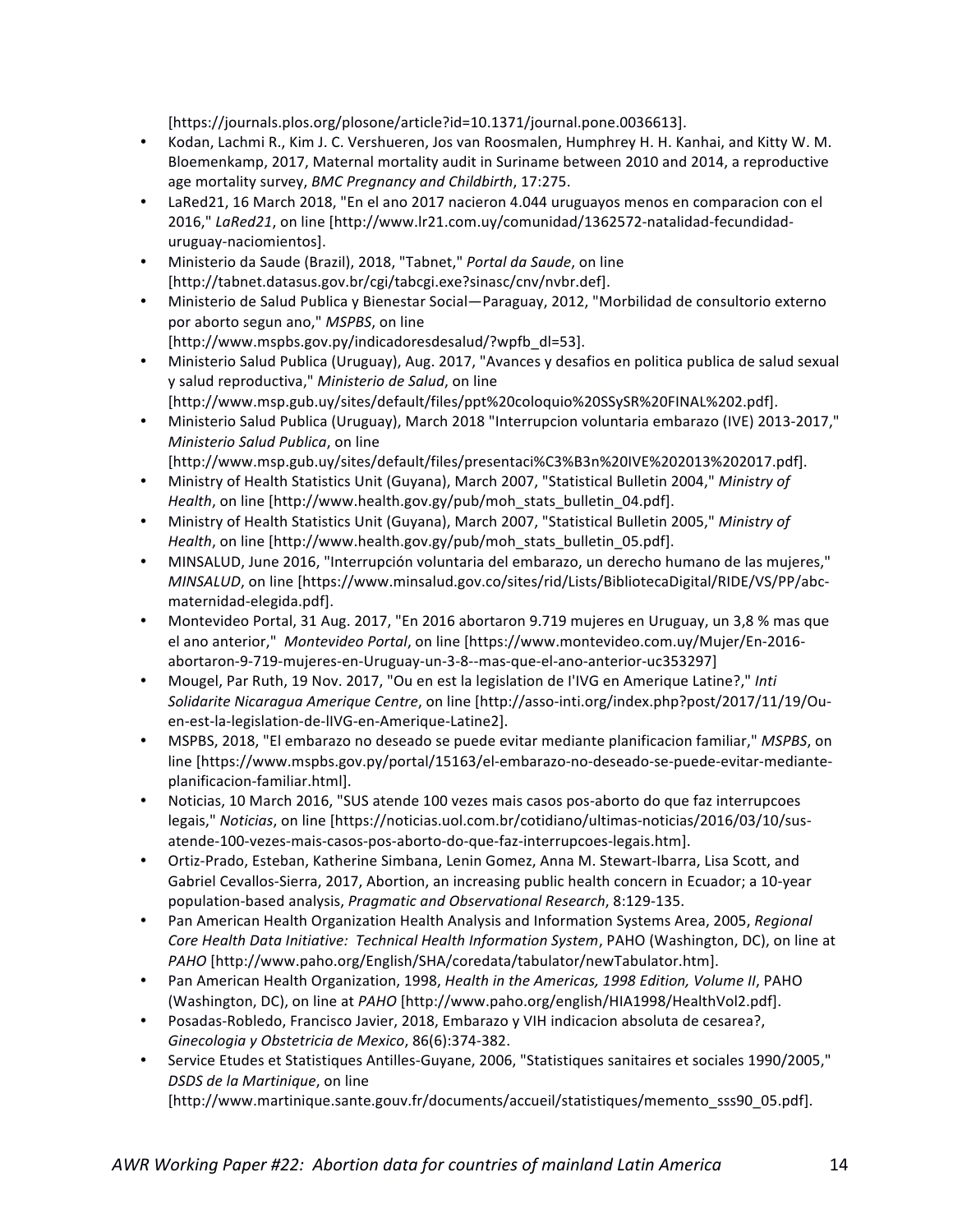[https://journals.plos.org/plosone/article?id=10.1371/journal.pone.0036613].

- Kodan, Lachmi R., Kim J. C. Vershueren, Jos van Roosmalen, Humphrey H. H. Kanhai, and Kitty W. M. Bloemenkamp, 2017, Maternal mortality audit in Suriname between 2010 and 2014, a reproductive age mortality survey, *BMC Pregnancy and Childbirth*, 17:275.
- LaRed21, 16 March 2018, "En el ano 2017 nacieron 4.044 uruguayos menos en comparacion con el 2016," *LaRed21*, on line [http://www.lr21.com.uy/comunidad/1362572-natalidad-fecundidad-uruguay-naciomientos].
- Ministerio da Saude (Brazil), 2018, "Tabnet," *Portal da Saude*, on line [http://tabnet.datasus.gov.br/cgi/tabcgi.exe?sinasc/cnv/nvbr.def].
- Ministerio de Salud Publica y Bienestar Social—Paraguay, 2012, "Morbilidad de consultorio externo por aborto segun ano," *MSPBS*, on line [http://www.mspbs.gov.py/indicadoresdesalud/?wpfb_dl=53].
- Ministerio Salud Publica (Uruguay), Aug. 2017, "Avances y desafios en politica publica de salud sexual y salud reproductiva," *Ministerio de Salud*, on line [http://www.msp.gub.uy/sites/default/files/ppt%20coloquio%20SSySR%20FINAL%202.pdf].
- Ministerio Salud Publica (Uruguay), March 2018 "Interrupcion voluntaria embarazo (IVE) 2013-2017," *Ministerio Salud Publica*, on line [http://www.msp.gub.uy/sites/default/files/presentaci%C3%B3n%20IVE%202013%202017.pdf].
- Ministry of Health Statistics Unit (Guyana), March 2007, "Statistical Bulletin 2004," *Ministry of Health*, on line [http://www.health.gov.gy/pub/moh_stats_bulletin_04.pdf].
- Ministry of Health Statistics Unit (Guyana), March 2007, "Statistical Bulletin 2005," *Ministry of Health*, on line [http://www.health.gov.gy/pub/moh_stats_bulletin_05.pdf].
- MINSALUD, June 2016, "Interrupción voluntaria del embarazo, un derecho humano de las mujeres," *MINSALUD*, on line [https://www.minsalud.gov.co/sites/rid/Lists/BibliotecaDigital/RIDE/VS/PP/abc-maternidad-elegida.pdf].
- Montevideo Portal, 31 Aug. 2017, "En 2016 abortaron 9.719 mujeres en Uruguay, un 3,8 % mas que el ano anterior," *Montevideo Portal*, on line [https://www.montevideo.com.uy/Mujer/En-2016-abortaron-9-719-mujeres-en-Uruguay-un-3-8--mas-que-el-ano-anterior-uc353297]
- Mougel, Par Ruth, 19 Nov. 2017, "Ou en est la legislation de I'IVG en Amerique Latine?," *Inti Solidarite Nicaragua Amerique Centre*, on line [http://asso-inti.org/index.php?post/2017/11/19/Ou-en-est-la-legislation-de-lIVG-en-Amerique-Latine2].
- MSPBS, 2018, "El embarazo no deseado se puede evitar mediante planificacion familiar," *MSPBS*, on line [https://www.mspbs.gov.py/portal/15163/el-embarazo-no-deseado-se-puede-evitar-mediante-planificacion-familiar.html].
- Noticias, 10 March 2016, "SUS atende 100 vezes mais casos pos-aborto do que faz interrupcoes legais," *Noticias*, on line [https://noticias.uol.com.br/cotidiano/ultimas-noticias/2016/03/10/sus-atende-100-vezes-mais-casos-pos-aborto-do-que-faz-interrupcoes-legais.htm].
- Ortiz-Prado, Esteban, Katherine Simbana, Lenin Gomez, Anna M. Stewart-Ibarra, Lisa Scott, and Gabriel Cevallos-Sierra, 2017, Abortion, an increasing public health concern in Ecuador; a 10-year population-based analysis, *Pragmatic and Observational Research*, 8:129-135.
- Pan American Health Organization Health Analysis and Information Systems Area, 2005, *Regional Core Health Data Initiative: Technical Health Information System*, PAHO (Washington, DC), on line at *PAHO* [http://www.paho.org/English/SHA/coredata/tabulator/newTabulator.htm].
- Pan American Health Organization, 1998, *Health in the Americas, 1998 Edition, Volume II*, PAHO (Washington, DC), on line at *PAHO* [http://www.paho.org/english/HIA1998/HealthVol2.pdf].
- Posadas-Robledo, Francisco Javier, 2018, Embarazo y VIH indicacion absoluta de cesarea?, *Ginecologia y Obstetricia de Mexico*, 86(6):374-382.
- Service Etudes et Statistiques Antilles-Guyane, 2006, "Statistiques sanitaires et sociales 1990/2005," *DSDS de la Martinique*, on line [http://www.martinique.sante.gouv.fr/documents/accueil/statistiques/memento_sss90_05.pdf].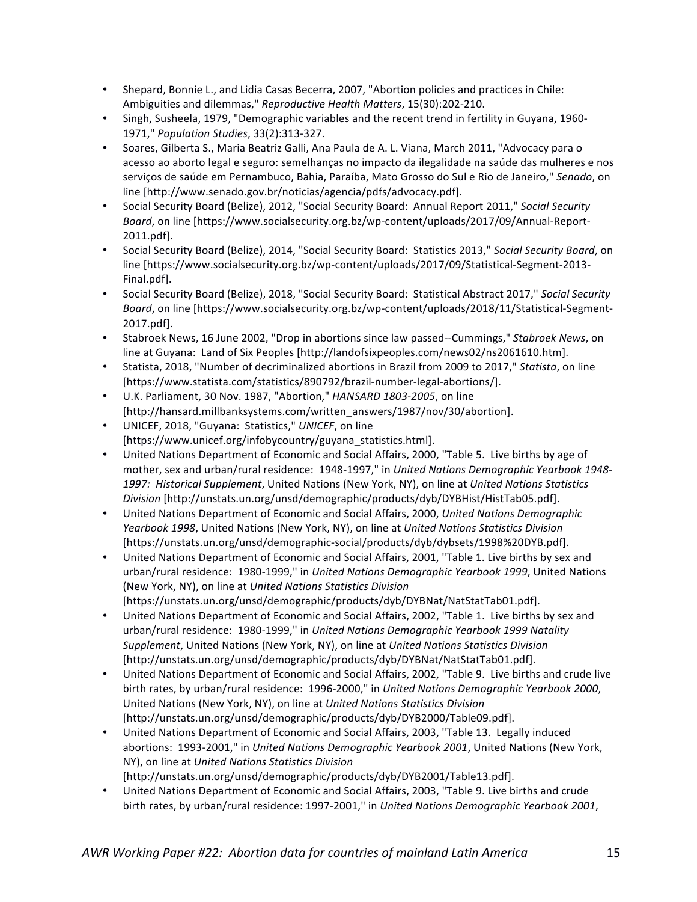- Shepard, Bonnie L., and Lidia Casas Becerra, 2007, "Abortion policies and practices in Chile: Ambiguities and dilemmas," *Reproductive Health Matters*, 15(30):202-210.
- Singh, Susheela, 1979, "Demographic variables and the recent trend in fertility in Guyana, 1960-1971," *Population Studies*, 33(2):313-327.
- Soares, Gilberta S., Maria Beatriz Galli, Ana Paula de A. L. Viana, March 2011, "Advocacy para o acesso ao aborto legal e seguro: semelhanças no impacto da ilegalidade na saúde das mulheres e nos serviços de saúde em Pernambuco, Bahia, Paraíba, Mato Grosso do Sul e Rio de Janeiro," *Senado*, on line [http://www.senado.gov.br/noticias/agencia/pdfs/advocacy.pdf].
- Social Security Board (Belize), 2012, "Social Security Board: Annual Report 2011," *Social Security Board*, on line [https://www.socialsecurity.org.bz/wp-content/uploads/2017/09/Annual-Report-2011.pdf].
- Social Security Board (Belize), 2014, "Social Security Board: Statistics 2013," *Social Security Board*, on line [https://www.socialsecurity.org.bz/wp-content/uploads/2017/09/Statistical-Segment-2013-Final.pdf].
- Social Security Board (Belize), 2018, "Social Security Board: Statistical Abstract 2017," *Social Security Board*, on line [https://www.socialsecurity.org.bz/wp-content/uploads/2018/11/Statistical-Segment-2017.pdf].
- Stabroek News, 16 June 2002, "Drop in abortions since law passed--Cummings," *Stabroek News*, on line at Guyana: Land of Six Peoples [http://landofsixpeoples.com/news02/ns2061610.htm].
- Statista, 2018, "Number of decriminalized abortions in Brazil from 2009 to 2017," *Statista*, on line [https://www.statista.com/statistics/890792/brazil-number-legal-abortions/].
- U.K. Parliament, 30 Nov. 1987, "Abortion," *HANSARD 1803-2005*, on line [http://hansard.millbanksystems.com/written_answers/1987/nov/30/abortion].
- UNICEF, 2018, "Guyana: Statistics," *UNICEF*, on line [https://www.unicef.org/infobycountry/guyana_statistics.html].
- United Nations Department of Economic and Social Affairs, 2000, "Table 5. Live births by age of mother, sex and urban/rural residence: 1948-1997," in *United Nations Demographic Yearbook 1948-1997: Historical Supplement*, United Nations (New York, NY), on line at *United Nations Statistics Division* [http://unstats.un.org/unsd/demographic/products/dyb/DYBHist/HistTab05.pdf].
- United Nations Department of Economic and Social Affairs, 2000, *United Nations Demographic Yearbook 1998*, United Nations (New York, NY), on line at *United Nations Statistics Division* [https://unstats.un.org/unsd/demographic-social/products/dyb/dybsets/1998%20DYB.pdf].
- United Nations Department of Economic and Social Affairs, 2001, "Table 1. Live births by sex and urban/rural residence: 1980-1999," in *United Nations Demographic Yearbook 1999*, United Nations (New York, NY), on line at *United Nations Statistics Division* [https://unstats.un.org/unsd/demographic/products/dyb/DYBNat/NatStatTab01.pdf].
- United Nations Department of Economic and Social Affairs, 2002, "Table 1. Live births by sex and urban/rural residence: 1980-1999," in *United Nations Demographic Yearbook 1999 Natality Supplement*, United Nations (New York, NY), on line at *United Nations Statistics Division* [http://unstats.un.org/unsd/demographic/products/dyb/DYBNat/NatStatTab01.pdf].
- United Nations Department of Economic and Social Affairs, 2002, "Table 9. Live births and crude live birth rates, by urban/rural residence: 1996-2000," in *United Nations Demographic Yearbook 2000*, United Nations (New York, NY), on line at *United Nations Statistics Division* [http://unstats.un.org/unsd/demographic/products/dyb/DYB2000/Table09.pdf].
- United Nations Department of Economic and Social Affairs, 2003, "Table 13. Legally induced abortions: 1993-2001," in *United Nations Demographic Yearbook 2001*, United Nations (New York, NY), on line at *United Nations Statistics Division* [http://unstats.un.org/unsd/demographic/products/dyb/DYB2001/Table13.pdf].
- United Nations Department of Economic and Social Affairs, 2003, "Table 9. Live births and crude birth rates, by urban/rural residence: 1997-2001," in *United Nations Demographic Yearbook 2001*,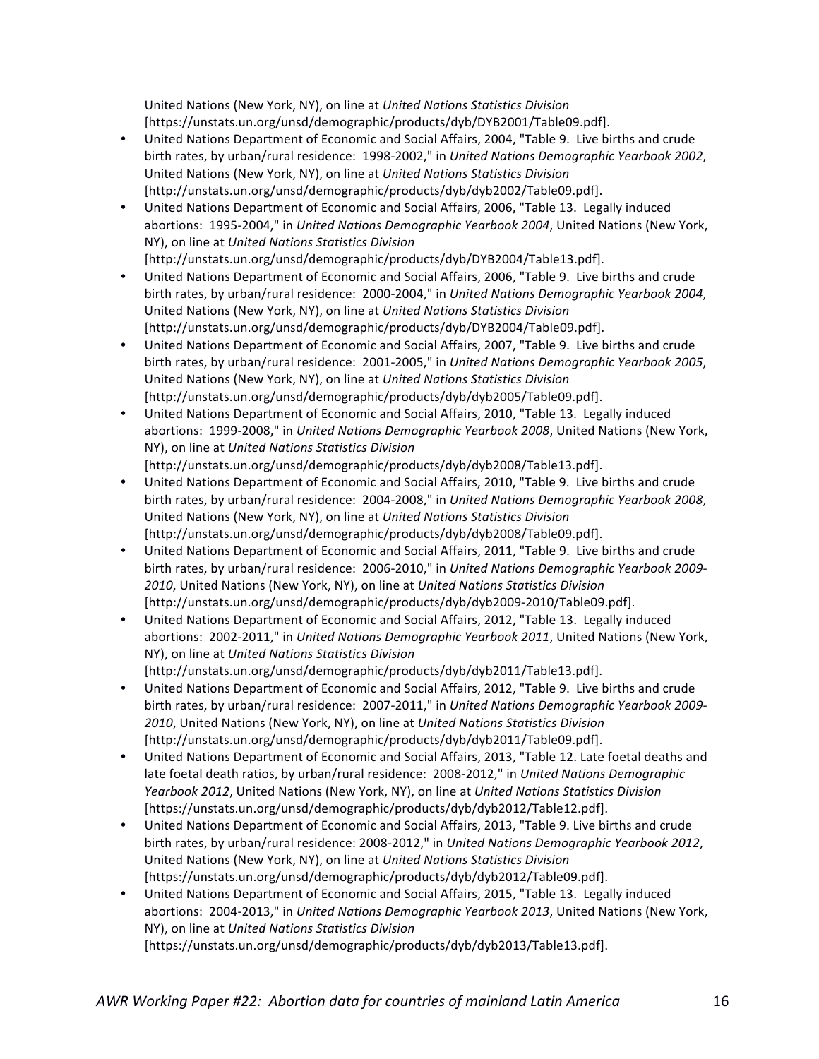United Nations (New York, NY), on line at *United Nations Statistics Division* [https://unstats.un.org/unsd/demographic/products/dyb/DYB2001/Table09.pdf].

- United Nations Department of Economic and Social Affairs, 2004, "Table 9. Live births and crude birth rates, by urban/rural residence: 1998-2002," in *United Nations Demographic Yearbook 2002*, United Nations (New York, NY), on line at *United Nations Statistics Division* [http://unstats.un.org/unsd/demographic/products/dyb/dyb2002/Table09.pdf].
- United Nations Department of Economic and Social Affairs, 2006, "Table 13. Legally induced abortions: 1995-2004," in *United Nations Demographic Yearbook 2004*, United Nations (New York, NY), on line at *United Nations Statistics Division* [http://unstats.un.org/unsd/demographic/products/dyb/DYB2004/Table13.pdf].
- United Nations Department of Economic and Social Affairs, 2006, "Table 9. Live births and crude birth rates, by urban/rural residence: 2000-2004," in *United Nations Demographic Yearbook 2004*, United Nations (New York, NY), on line at *United Nations Statistics Division* [http://unstats.un.org/unsd/demographic/products/dyb/DYB2004/Table09.pdf].
- United Nations Department of Economic and Social Affairs, 2007, "Table 9. Live births and crude birth rates, by urban/rural residence: 2001-2005," in *United Nations Demographic Yearbook 2005*, United Nations (New York, NY), on line at *United Nations Statistics Division* [http://unstats.un.org/unsd/demographic/products/dyb/dyb2005/Table09.pdf].
- United Nations Department of Economic and Social Affairs, 2010, "Table 13. Legally induced abortions: 1999-2008," in *United Nations Demographic Yearbook 2008*, United Nations (New York, NY), on line at *United Nations Statistics Division* [http://unstats.un.org/unsd/demographic/products/dyb/dyb2008/Table13.pdf].
- United Nations Department of Economic and Social Affairs, 2010, "Table 9. Live births and crude birth rates, by urban/rural residence: 2004-2008," in *United Nations Demographic Yearbook 2008*, United Nations (New York, NY), on line at *United Nations Statistics Division* [http://unstats.un.org/unsd/demographic/products/dyb/dyb2008/Table09.pdf].
- United Nations Department of Economic and Social Affairs, 2011, "Table 9. Live births and crude birth rates, by urban/rural residence: 2006-2010," in *United Nations Demographic Yearbook 2009-2010*, United Nations (New York, NY), on line at *United Nations Statistics Division* [http://unstats.un.org/unsd/demographic/products/dyb/dyb2009-2010/Table09.pdf].
- United Nations Department of Economic and Social Affairs, 2012, "Table 13. Legally induced abortions: 2002-2011," in *United Nations Demographic Yearbook 2011*, United Nations (New York, NY), on line at *United Nations Statistics Division* [http://unstats.un.org/unsd/demographic/products/dyb/dyb2011/Table13.pdf].
- United Nations Department of Economic and Social Affairs, 2012, "Table 9. Live births and crude birth rates, by urban/rural residence: 2007-2011," in *United Nations Demographic Yearbook 2009-2010*, United Nations (New York, NY), on line at *United Nations Statistics Division* [http://unstats.un.org/unsd/demographic/products/dyb/dyb2011/Table09.pdf].
- United Nations Department of Economic and Social Affairs, 2013, "Table 12. Late foetal deaths and late foetal death ratios, by urban/rural residence: 2008-2012," in *United Nations Demographic Yearbook 2012*, United Nations (New York, NY), on line at *United Nations Statistics Division* [https://unstats.un.org/unsd/demographic/products/dyb/dyb2012/Table12.pdf].
- United Nations Department of Economic and Social Affairs, 2013, "Table 9. Live births and crude birth rates, by urban/rural residence: 2008-2012," in *United Nations Demographic Yearbook 2012*, United Nations (New York, NY), on line at *United Nations Statistics Division* [https://unstats.un.org/unsd/demographic/products/dyb/dyb2012/Table09.pdf].
- United Nations Department of Economic and Social Affairs, 2015, "Table 13. Legally induced abortions: 2004-2013," in *United Nations Demographic Yearbook 2013*, United Nations (New York, NY), on line at *United Nations Statistics Division* [https://unstats.un.org/unsd/demographic/products/dyb/dyb2013/Table13.pdf].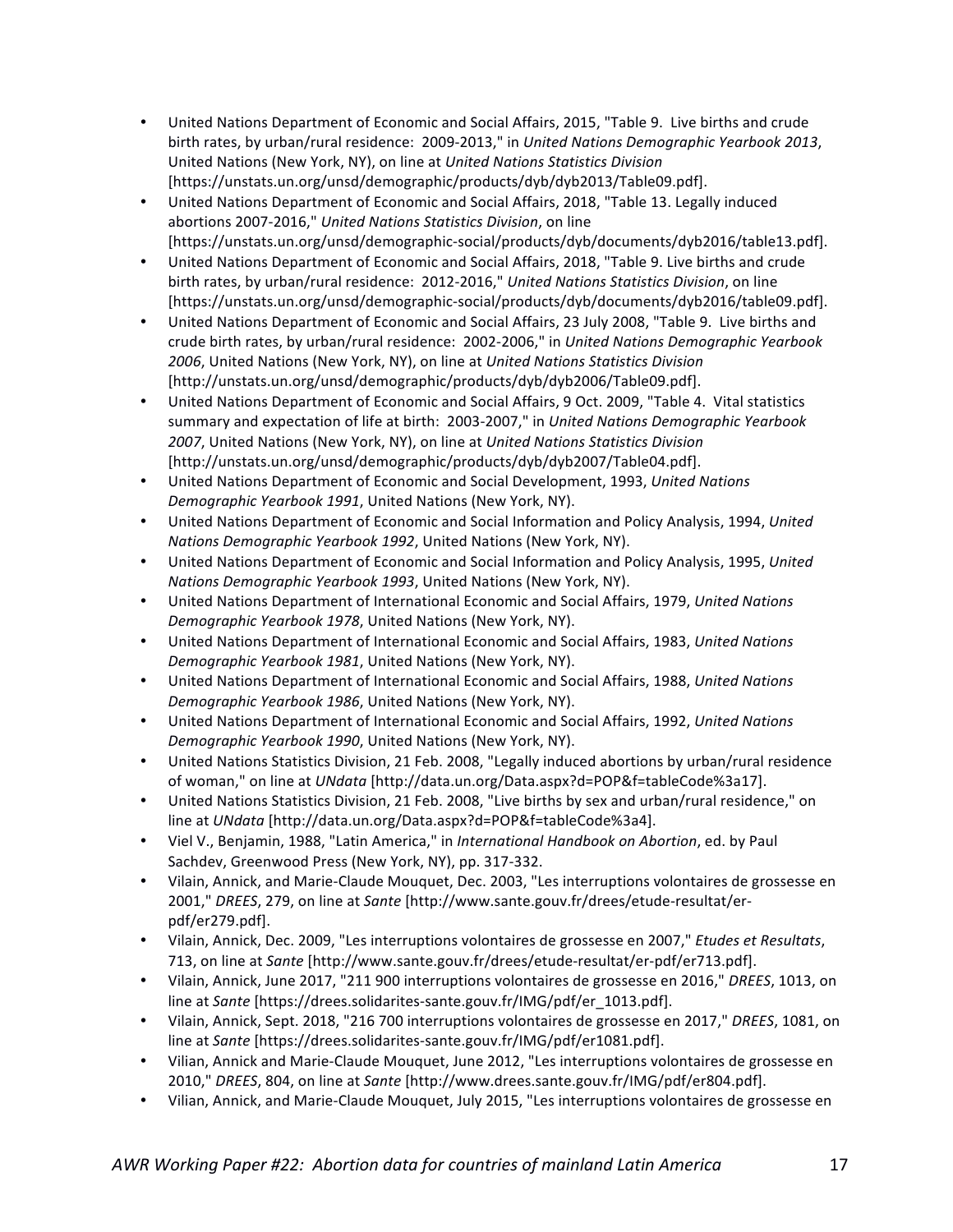- United Nations Department of Economic and Social Affairs, 2015, "Table 9.  Live births and crude birth rates, by urban/rural residence:  2009-2013," in *United Nations Demographic Yearbook 2013*, United Nations (New York, NY), on line at *United Nations Statistics Division* [https://unstats.un.org/unsd/demographic/products/dyb/dyb2013/Table09.pdf].
- United Nations Department of Economic and Social Affairs, 2018, "Table 13. Legally induced abortions 2007-2016," *United Nations Statistics Division*, on line [https://unstats.un.org/unsd/demographic-social/products/dyb/documents/dyb2016/table13.pdf].
- United Nations Department of Economic and Social Affairs, 2018, "Table 9. Live births and crude birth rates, by urban/rural residence:  2012-2016," *United Nations Statistics Division*, on line [https://unstats.un.org/unsd/demographic-social/products/dyb/documents/dyb2016/table09.pdf].
- United Nations Department of Economic and Social Affairs, 23 July 2008, "Table 9.  Live births and crude birth rates, by urban/rural residence:  2002-2006," in *United Nations Demographic Yearbook 2006*, United Nations (New York, NY), on line at *United Nations Statistics Division* [http://unstats.un.org/unsd/demographic/products/dyb/dyb2006/Table09.pdf].
- United Nations Department of Economic and Social Affairs, 9 Oct. 2009, "Table 4.  Vital statistics summary and expectation of life at birth:  2003-2007," in *United Nations Demographic Yearbook 2007*, United Nations (New York, NY), on line at *United Nations Statistics Division* [http://unstats.un.org/unsd/demographic/products/dyb/dyb2007/Table04.pdf].
- United Nations Department of Economic and Social Development, 1993, *United Nations Demographic Yearbook 1991*, United Nations (New York, NY).
- United Nations Department of Economic and Social Information and Policy Analysis, 1994, *United Nations Demographic Yearbook 1992*, United Nations (New York, NY).
- United Nations Department of Economic and Social Information and Policy Analysis, 1995, *United Nations Demographic Yearbook 1993*, United Nations (New York, NY).
- United Nations Department of International Economic and Social Affairs, 1979, *United Nations Demographic Yearbook 1978*, United Nations (New York, NY).
- United Nations Department of International Economic and Social Affairs, 1983, *United Nations Demographic Yearbook 1981*, United Nations (New York, NY).
- United Nations Department of International Economic and Social Affairs, 1988, *United Nations Demographic Yearbook 1986*, United Nations (New York, NY).
- United Nations Department of International Economic and Social Affairs, 1992, *United Nations Demographic Yearbook 1990*, United Nations (New York, NY).
- United Nations Statistics Division, 21 Feb. 2008, "Legally induced abortions by urban/rural residence of woman," on line at *UNdata* [http://data.un.org/Data.aspx?d=POP&f=tableCode%3a17].
- United Nations Statistics Division, 21 Feb. 2008, "Live births by sex and urban/rural residence," on line at *UNdata* [http://data.un.org/Data.aspx?d=POP&f=tableCode%3a4].
- Viel V., Benjamin, 1988, "Latin America," in *International Handbook on Abortion*, ed. by Paul Sachdev, Greenwood Press (New York, NY), pp. 317-332.
- Vilain, Annick, and Marie-Claude Mouquet, Dec. 2003, "Les interruptions volontaires de grossesse en 2001," *DREES*, 279, on line at *Sante* [http://www.sante.gouv.fr/drees/etude-resultat/er-pdf/er279.pdf].
- Vilain, Annick, Dec. 2009, "Les interruptions volontaires de grossesse en 2007," *Etudes et Resultats*, 713, on line at *Sante* [http://www.sante.gouv.fr/drees/etude-resultat/er-pdf/er713.pdf].
- Vilain, Annick, June 2017, "211 900 interruptions volontaires de grossesse en 2016," *DREES*, 1013, on line at *Sante* [https://drees.solidarites-sante.gouv.fr/IMG/pdf/er_1013.pdf].
- Vilain, Annick, Sept. 2018, "216 700 interruptions volontaires de grossesse en 2017," *DREES*, 1081, on line at *Sante* [https://drees.solidarites-sante.gouv.fr/IMG/pdf/er1081.pdf].
- Vilian, Annick and Marie-Claude Mouquet, June 2012, "Les interruptions volontaires de grossesse en 2010," *DREES*, 804, on line at *Sante* [http://www.drees.sante.gouv.fr/IMG/pdf/er804.pdf].
- Vilian, Annick, and Marie-Claude Mouquet, July 2015, "Les interruptions volontaires de grossesse en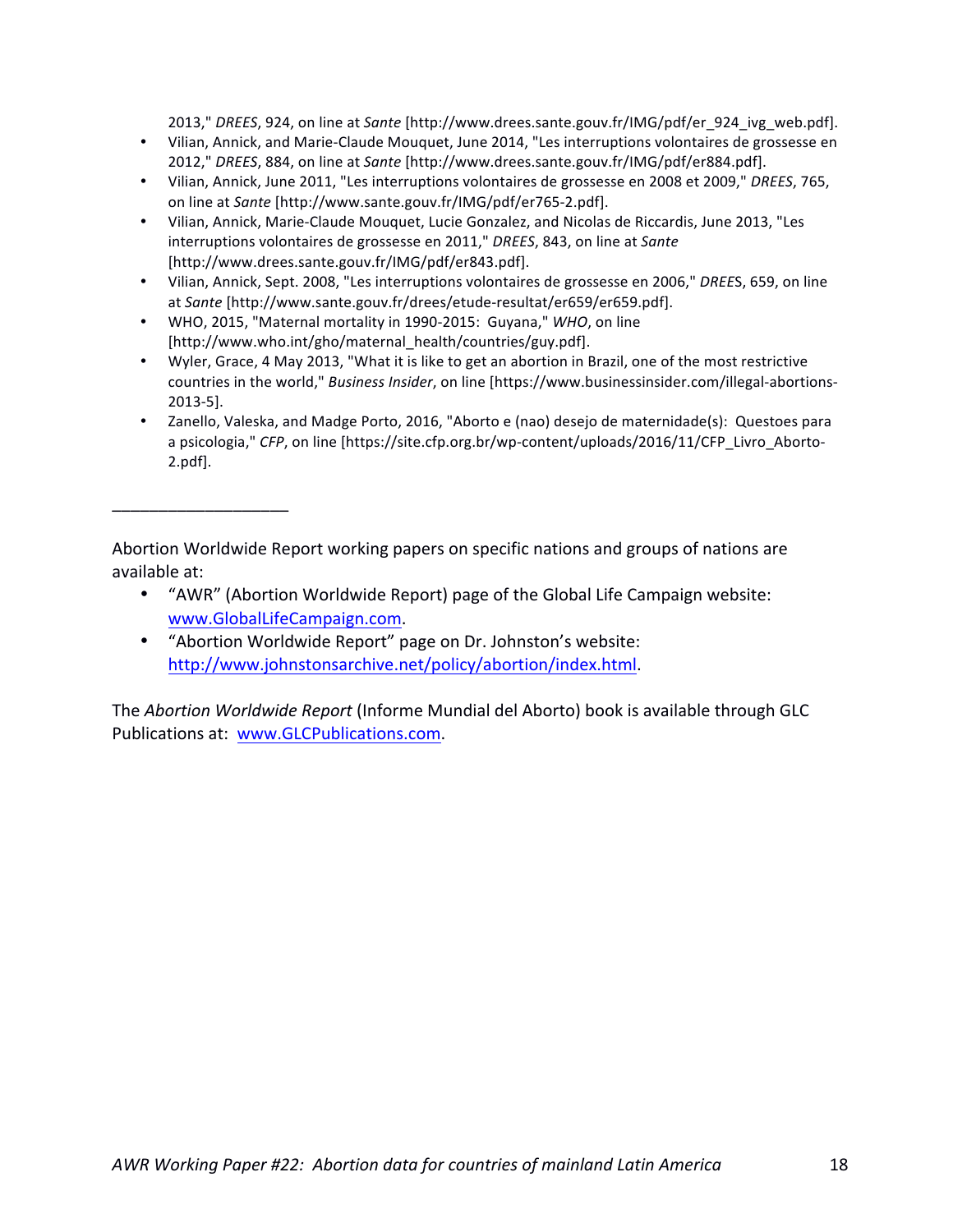2013," *DREES*, 924, on line at *Sante* [http://www.drees.sante.gouv.fr/IMG/pdf/er_924_ivg_web.pdf].

- Vilian, Annick, and Marie-Claude Mouquet, June 2014, "Les interruptions volontaires de grossesse en 2012," *DREES*, 884, on line at *Sante* [http://www.drees.sante.gouv.fr/IMG/pdf/er884.pdf].
- Vilian, Annick, June 2011, "Les interruptions volontaires de grossesse en 2008 et 2009," *DREES*, 765, on line at *Sante* [http://www.sante.gouv.fr/IMG/pdf/er765-2.pdf].
- Vilian, Annick, Marie-Claude Mouquet, Lucie Gonzalez, and Nicolas de Riccardis, June 2013, "Les interruptions volontaires de grossesse en 2011," *DREES*, 843, on line at *Sante* [http://www.drees.sante.gouv.fr/IMG/pdf/er843.pdf].
- Vilian, Annick, Sept. 2008, "Les interruptions volontaires de grossesse en 2006," *DREES*, 659, on line at *Sante* [http://www.sante.gouv.fr/drees/etude-resultat/er659/er659.pdf].
- WHO, 2015, "Maternal mortality in 1990-2015: Guyana," *WHO*, on line [http://www.who.int/gho/maternal_health/countries/guy.pdf].
- Wyler, Grace, 4 May 2013, "What it is like to get an abortion in Brazil, one of the most restrictive countries in the world," *Business Insider*, on line [https://www.businessinsider.com/illegal-abortions-2013-5].
- Zanello, Valeska, and Madge Porto, 2016, "Aborto e (nao) desejo de maternidade(s): Questoes para a psicologia," *CFP*, on line [https://site.cfp.org.br/wp-content/uploads/2016/11/CFP_Livro_Aborto-2.pdf].

___________________

Abortion Worldwide Report working papers on specific nations and groups of nations are available at:

- "AWR" (Abortion Worldwide Report) page of the Global Life Campaign website: www.GlobalLifeCampaign.com.
- "Abortion Worldwide Report" page on Dr. Johnston's website: http://www.johnstonsarchive.net/policy/abortion/index.html.

The *Abortion Worldwide Report* (Informe Mundial del Aborto) book is available through GLC Publications at: www.GLCPublications.com.